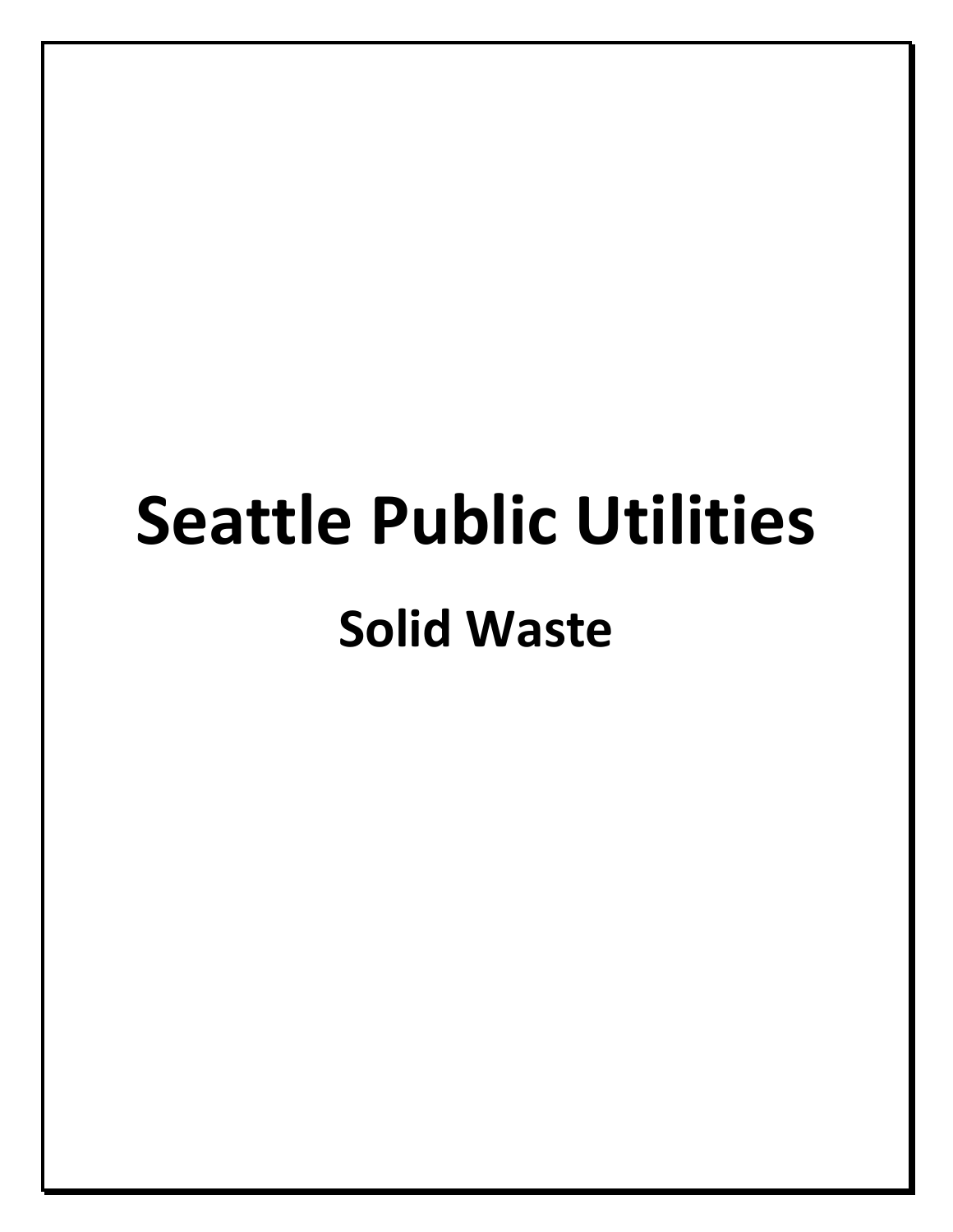# Seattle Public Utilities

## Solid Waste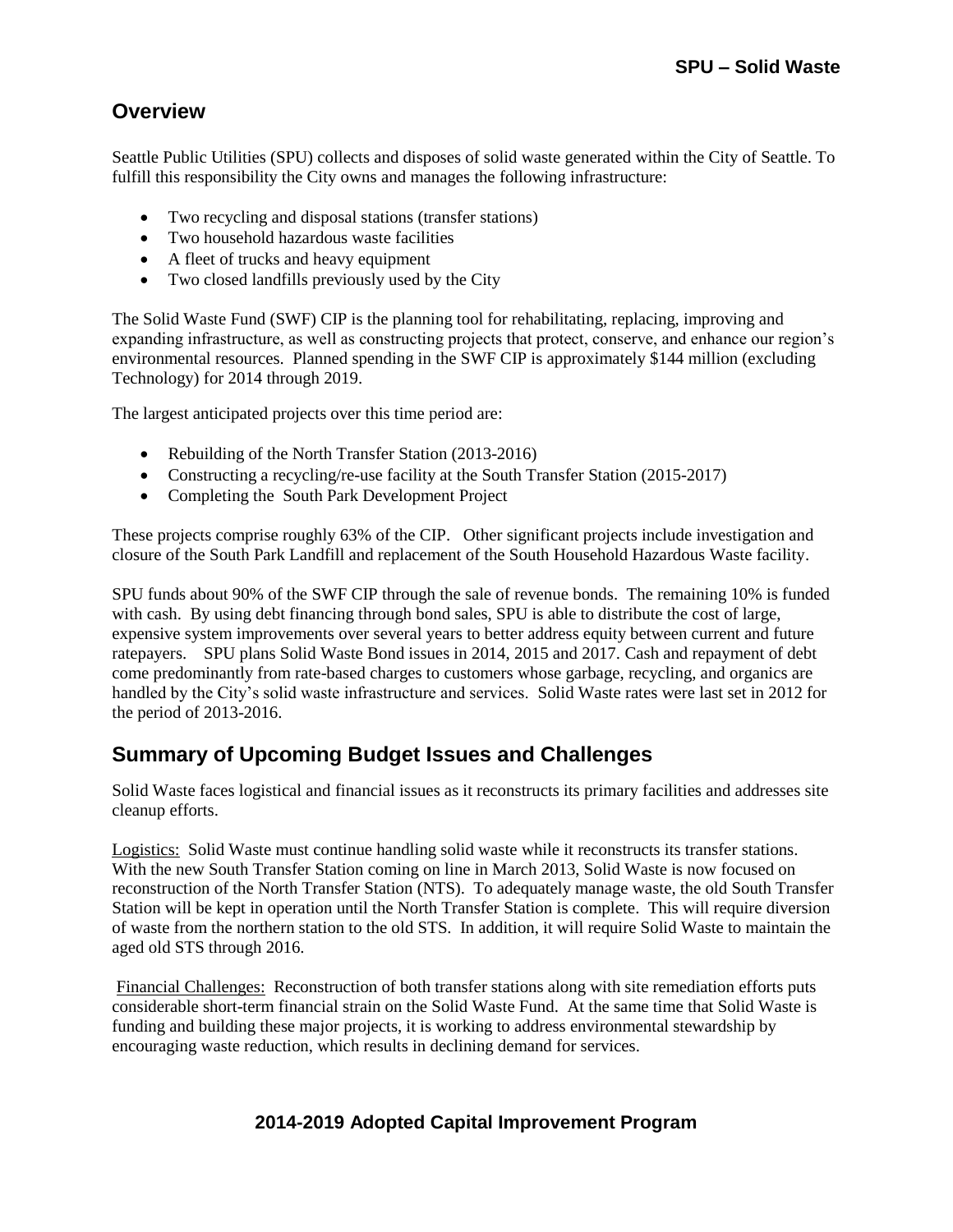## Overview

Seattle Public Utilities (SPU) collects and disposes of solid waste generated within the City of Seattle. To fulfill this responsibility the City owns and manages the following infrastructure:

- Two recycling and disposal stations (transfer stations)
- Two household hazardous waste facilities
- A fleet of trucks and heavy equipment
- Two closed landfills previously used by the City

The Solid Waste Fund (SWF) CIP is the planning tool for rehabilitating, replacing, improving and expanding infrastructure, as well as constructing projects that protect, conserve, and enhance our region's environmental resources. Planned spending in the SWF CIP is approximately $144 million (excluding Technology) for 2014 through 2019.

The largest anticipated projects over this time period are:

- Rebuilding of the North Transfer Station (2013-2016)
- Constructing a recycling/re-use facility at the South Transfer Station (2015-2017)
- Completing the South Park Development Project

These projects comprise roughly 63% of the CIP. Other significant projects include investigation and closure of the South Park Landfill and replacement of the South Household Hazardous Waste facility.

SPU funds about 90% of the SWF CIP through the sale of revenue bonds. The remaining 10% is funded with cash. By using debt financing through bond sales, SPU is able to distribute the cost of large, expensive system improvements over several years to better address equity between current and future ratepayers. SPU plans Solid Waste Bond issues in 2014, 2015 and 2017. Cash and repayment of debt come predominantly from rate-based charges to customers whose garbage, recycling, and organics are handled by the City's solid waste infrastructure and services. Solid Waste rates were last set in 2012 for the period of 2013-2016.

## Summary of Upcoming Budget Issues and Challenges

Solid Waste faces logistical and financial issues as it reconstructs its primary facilities and addresses site cleanup efforts.

Logistics: Solid Waste must continue handling solid waste while it reconstructs its transfer stations. With the new South Transfer Station coming on line in March 2013, Solid Waste is now focused on reconstruction of the North Transfer Station (NTS). To adequately manage waste, the old South Transfer Station will be kept in operation until the North Transfer Station is complete. This will require diversion of waste from the northern station to the old STS. In addition, it will require Solid Waste to maintain the aged old STS through 2016.

Financial Challenges: Reconstruction of both transfer stations along with site remediation efforts puts considerable short-term financial strain on the Solid Waste Fund. At the same time that Solid Waste is funding and building these major projects, it is working to address environmental stewardship by encouraging waste reduction, which results in declining demand for services.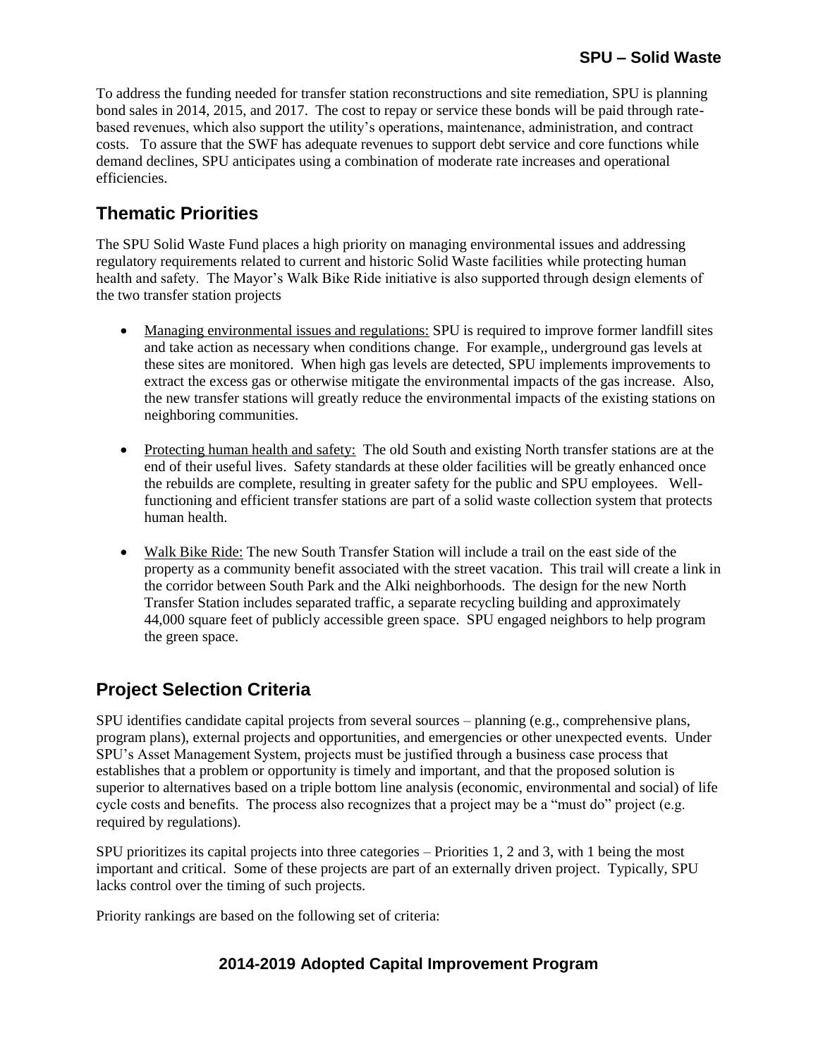To address the funding needed for transfer station reconstructions and site remediation, SPU is planning bond sales in 2014, 2015, and 2017. The cost to repay or service these bonds will be paid through rate-based revenues, which also support the utility's operations, maintenance, administration, and contract costs. To assure that the SWF has adequate revenues to support debt service and core functions while demand declines, SPU anticipates using a combination of moderate rate increases and operational efficiencies.

## Thematic Priorities

The SPU Solid Waste Fund places a high priority on managing environmental issues and addressing regulatory requirements related to current and historic Solid Waste facilities while protecting human health and safety. The Mayor's Walk Bike Ride initiative is also supported through design elements of the two transfer station projects

- Managing environmental issues and regulations: SPU is required to improve former landfill sites and take action as necessary when conditions change. For example,, underground gas levels at these sites are monitored. When high gas levels are detected, SPU implements improvements to extract the excess gas or otherwise mitigate the environmental impacts of the gas increase. Also, the new transfer stations will greatly reduce the environmental impacts of the existing stations on neighboring communities.

- Protecting human health and safety: The old South and existing North transfer stations are at the end of their useful lives. Safety standards at these older facilities will be greatly enhanced once the rebuilds are complete, resulting in greater safety for the public and SPU employees. Well-functioning and efficient transfer stations are part of a solid waste collection system that protects human health.

- Walk Bike Ride: The new South Transfer Station will include a trail on the east side of the property as a community benefit associated with the street vacation. This trail will create a link in the corridor between South Park and the Alki neighborhoods. The design for the new North Transfer Station includes separated traffic, a separate recycling building and approximately 44,000 square feet of publicly accessible green space. SPU engaged neighbors to help program the green space.

## Project Selection Criteria

SPU identifies candidate capital projects from several sources – planning (e.g., comprehensive plans, program plans), external projects and opportunities, and emergencies or other unexpected events. Under SPU's Asset Management System, projects must be justified through a business case process that establishes that a problem or opportunity is timely and important, and that the proposed solution is superior to alternatives based on a triple bottom line analysis (economic, environmental and social) of life cycle costs and benefits. The process also recognizes that a project may be a "must do" project (e.g. required by regulations).

SPU prioritizes its capital projects into three categories – Priorities 1, 2 and 3, with 1 being the most important and critical. Some of these projects are part of an externally driven project. Typically, SPU lacks control over the timing of such projects.

Priority rankings are based on the following set of criteria: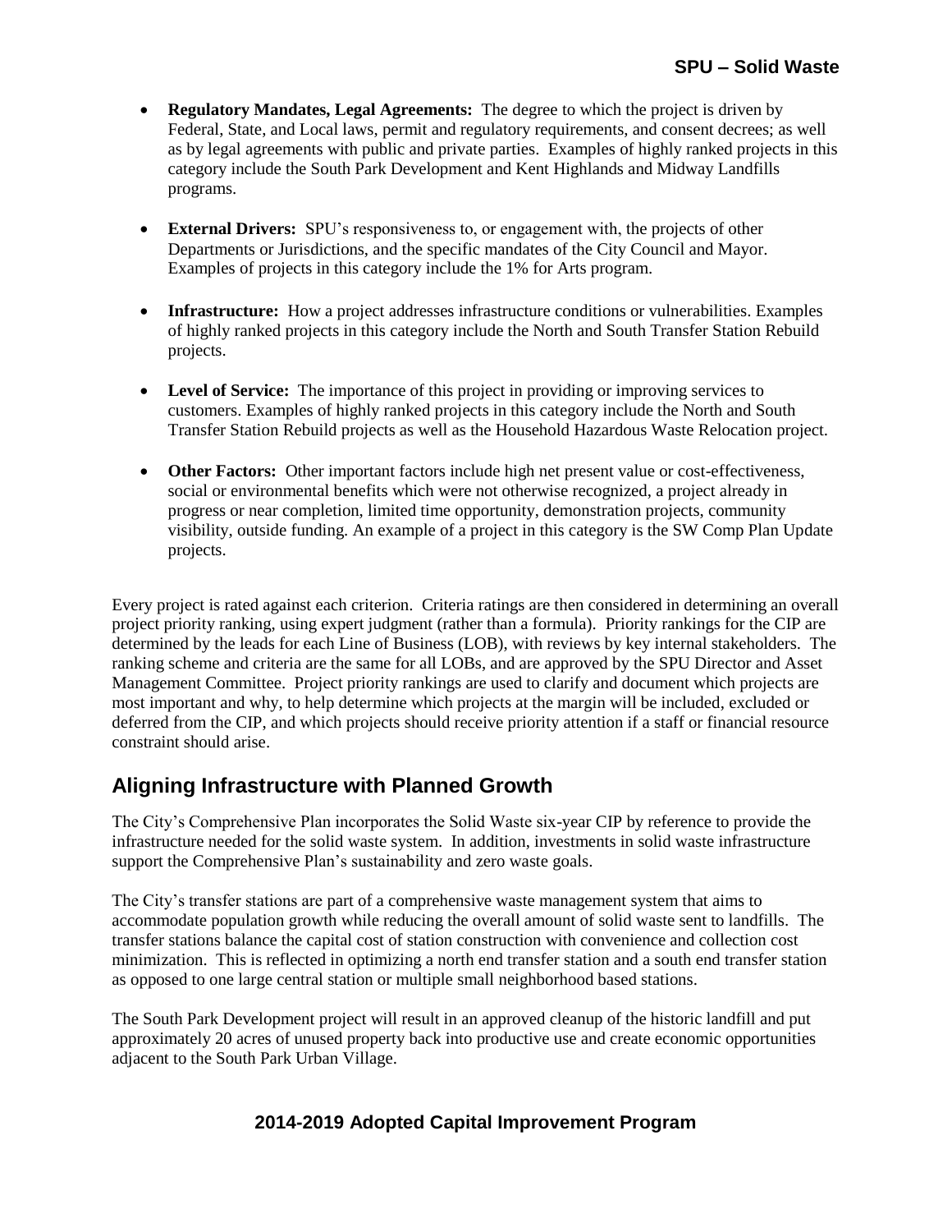- **Regulatory Mandates, Legal Agreements:** The degree to which the project is driven by Federal, State, and Local laws, permit and regulatory requirements, and consent decrees; as well as by legal agreements with public and private parties. Examples of highly ranked projects in this category include the South Park Development and Kent Highlands and Midway Landfills programs.

- **External Drivers:** SPU's responsiveness to, or engagement with, the projects of other Departments or Jurisdictions, and the specific mandates of the City Council and Mayor. Examples of projects in this category include the 1% for Arts program.

- **Infrastructure:** How a project addresses infrastructure conditions or vulnerabilities. Examples of highly ranked projects in this category include the North and South Transfer Station Rebuild projects.

- **Level of Service:** The importance of this project in providing or improving services to customers. Examples of highly ranked projects in this category include the North and South Transfer Station Rebuild projects as well as the Household Hazardous Waste Relocation project.

- **Other Factors:** Other important factors include high net present value or cost-effectiveness, social or environmental benefits which were not otherwise recognized, a project already in progress or near completion, limited time opportunity, demonstration projects, community visibility, outside funding. An example of a project in this category is the SW Comp Plan Update projects.

Every project is rated against each criterion. Criteria ratings are then considered in determining an overall project priority ranking, using expert judgment (rather than a formula). Priority rankings for the CIP are determined by the leads for each Line of Business (LOB), with reviews by key internal stakeholders. The ranking scheme and criteria are the same for all LOBs, and are approved by the SPU Director and Asset Management Committee. Project priority rankings are used to clarify and document which projects are most important and why, to help determine which projects at the margin will be included, excluded or deferred from the CIP, and which projects should receive priority attention if a staff or financial resource constraint should arise.

## Aligning Infrastructure with Planned Growth

The City's Comprehensive Plan incorporates the Solid Waste six-year CIP by reference to provide the infrastructure needed for the solid waste system. In addition, investments in solid waste infrastructure support the Comprehensive Plan's sustainability and zero waste goals.

The City's transfer stations are part of a comprehensive waste management system that aims to accommodate population growth while reducing the overall amount of solid waste sent to landfills. The transfer stations balance the capital cost of station construction with convenience and collection cost minimization. This is reflected in optimizing a north end transfer station and a south end transfer station as opposed to one large central station or multiple small neighborhood based stations.

The South Park Development project will result in an approved cleanup of the historic landfill and put approximately 20 acres of unused property back into productive use and create economic opportunities adjacent to the South Park Urban Village.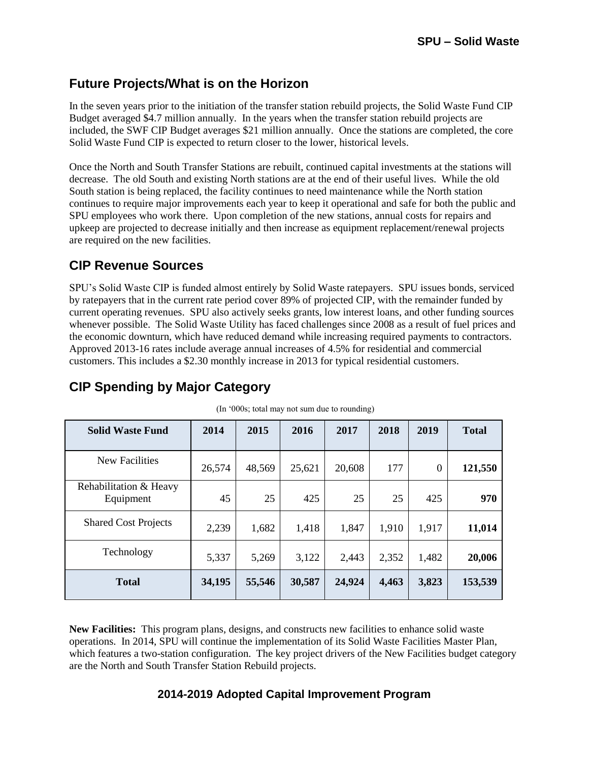## Future Projects/What is on the Horizon

In the seven years prior to the initiation of the transfer station rebuild projects, the Solid Waste Fund CIP Budget averaged $4.7 million annually. In the years when the transfer station rebuild projects are included, the SWF CIP Budget averages $21 million annually. Once the stations are completed, the core Solid Waste Fund CIP is expected to return closer to the lower, historical levels.

Once the North and South Transfer Stations are rebuilt, continued capital investments at the stations will decrease. The old South and existing North stations are at the end of their useful lives. While the old South station is being replaced, the facility continues to need maintenance while the North station continues to require major improvements each year to keep it operational and safe for both the public and SPU employees who work there. Upon completion of the new stations, annual costs for repairs and upkeep are projected to decrease initially and then increase as equipment replacement/renewal projects are required on the new facilities.

## CIP Revenue Sources

SPU's Solid Waste CIP is funded almost entirely by Solid Waste ratepayers. SPU issues bonds, serviced by ratepayers that in the current rate period cover 89% of projected CIP, with the remainder funded by current operating revenues. SPU also actively seeks grants, low interest loans, and other funding sources whenever possible. The Solid Waste Utility has faced challenges since 2008 as a result of fuel prices and the economic downturn, which have reduced demand while increasing required payments to contractors. Approved 2013-16 rates include average annual increases of 4.5% for residential and commercial customers. This includes a $2.30 monthly increase in 2013 for typical residential customers.

## CIP Spending by Major Category

(In '000s; total may not sum due to rounding)

| Solid Waste Fund | 2014 | 2015 | 2016 | 2017 | 2018 | 2019 | Total |
|---|---|---|---|---|---|---|---|
| New Facilities | 26,574 | 48,569 | 25,621 | 20,608 | 177 | 0 | **121,550** |
| Rehabilitation & Heavy Equipment | 45 | 25 | 425 | 25 | 25 | 425 | **970** |
| Shared Cost Projects | 2,239 | 1,682 | 1,418 | 1,847 | 1,910 | 1,917 | **11,014** |
| Technology | 5,337 | 5,269 | 3,122 | 2,443 | 2,352 | 1,482 | **20,006** |
| **Total** | **34,195** | **55,546** | **30,587** | **24,924** | **4,463** | **3,823** | **153,539** |

**New Facilities:** This program plans, designs, and constructs new facilities to enhance solid waste operations. In 2014, SPU will continue the implementation of its Solid Waste Facilities Master Plan, which features a two-station configuration. The key project drivers of the New Facilities budget category are the North and South Transfer Station Rebuild projects.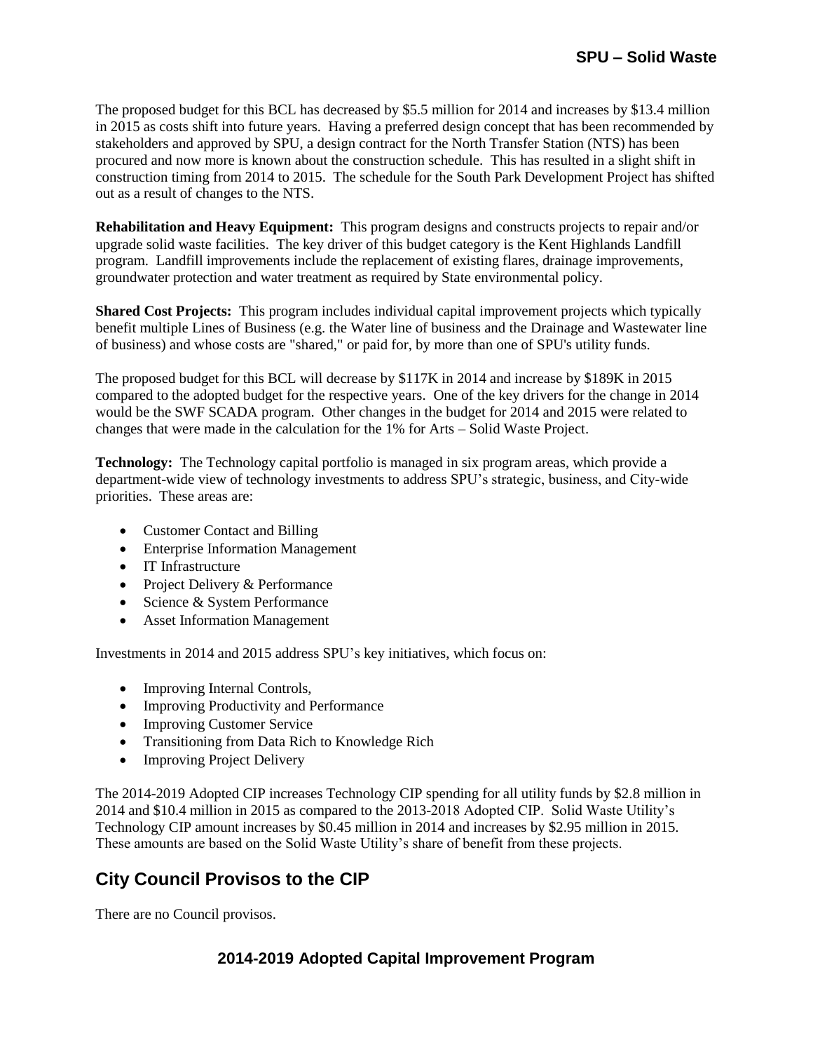The proposed budget for this BCL has decreased by $5.5 million for 2014 and increases by $13.4 million in 2015 as costs shift into future years. Having a preferred design concept that has been recommended by stakeholders and approved by SPU, a design contract for the North Transfer Station (NTS) has been procured and now more is known about the construction schedule. This has resulted in a slight shift in construction timing from 2014 to 2015. The schedule for the South Park Development Project has shifted out as a result of changes to the NTS.

**Rehabilitation and Heavy Equipment:** This program designs and constructs projects to repair and/or upgrade solid waste facilities. The key driver of this budget category is the Kent Highlands Landfill program. Landfill improvements include the replacement of existing flares, drainage improvements, groundwater protection and water treatment as required by State environmental policy.

**Shared Cost Projects:** This program includes individual capital improvement projects which typically benefit multiple Lines of Business (e.g. the Water line of business and the Drainage and Wastewater line of business) and whose costs are "shared," or paid for, by more than one of SPU's utility funds.

The proposed budget for this BCL will decrease by $117K in 2014 and increase by $189K in 2015 compared to the adopted budget for the respective years. One of the key drivers for the change in 2014 would be the SWF SCADA program. Other changes in the budget for 2014 and 2015 were related to changes that were made in the calculation for the 1% for Arts – Solid Waste Project.

**Technology:** The Technology capital portfolio is managed in six program areas, which provide a department-wide view of technology investments to address SPU's strategic, business, and City-wide priorities. These areas are:

- Customer Contact and Billing
- Enterprise Information Management
- IT Infrastructure
- Project Delivery & Performance
- Science & System Performance
- Asset Information Management

Investments in 2014 and 2015 address SPU's key initiatives, which focus on:

- Improving Internal Controls,
- Improving Productivity and Performance
- Improving Customer Service
- Transitioning from Data Rich to Knowledge Rich
- Improving Project Delivery

The 2014-2019 Adopted CIP increases Technology CIP spending for all utility funds by $2.8 million in 2014 and $10.4 million in 2015 as compared to the 2013-2018 Adopted CIP. Solid Waste Utility's Technology CIP amount increases by $0.45 million in 2014 and increases by $2.95 million in 2015. These amounts are based on the Solid Waste Utility's share of benefit from these projects.

## City Council Provisos to the CIP

There are no Council provisos.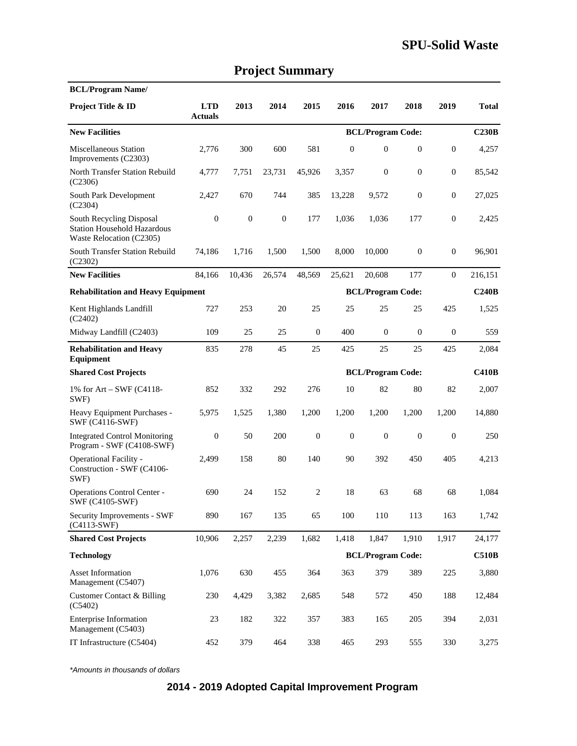# SPU-Solid Waste

## Project Summary

| BCL/Program Name/ Project Title & ID | LTD Actuals | 2013 | 2014 | 2015 | 2016 | 2017 | 2018 | 2019 | Total |
|---|---|---|---|---|---|---|---|---|---|
| **New Facilities** | | | | | | **BCL/Program Code:** | | | **C230B** |
| Miscellaneous Station Improvements (C2303) | 2,776 | 300 | 600 | 581 | 0 | 0 | 0 | 0 | 4,257 |
| North Transfer Station Rebuild (C2306) | 4,777 | 7,751 | 23,731 | 45,926 | 3,357 | 0 | 0 | 0 | 85,542 |
| South Park Development (C2304) | 2,427 | 670 | 744 | 385 | 13,228 | 9,572 | 0 | 0 | 27,025 |
| South Recycling Disposal Station Household Hazardous Waste Relocation (C2305) | 0 | 0 | 0 | 177 | 1,036 | 1,036 | 177 | 0 | 2,425 |
| South Transfer Station Rebuild (C2302) | 74,186 | 1,716 | 1,500 | 1,500 | 8,000 | 10,000 | 0 | 0 | 96,901 |
| **New Facilities** | 84,166 | 10,436 | 26,574 | 48,569 | 25,621 | 20,608 | 177 | 0 | 216,151 |
| **Rehabilitation and Heavy Equipment** | | | | | | **BCL/Program Code:** | | | **C240B** |
| Kent Highlands Landfill (C2402) | 727 | 253 | 20 | 25 | 25 | 25 | 25 | 425 | 1,525 |
| Midway Landfill (C2403) | 109 | 25 | 25 | 0 | 400 | 0 | 0 | 0 | 559 |
| **Rehabilitation and Heavy Equipment** | 835 | 278 | 45 | 25 | 425 | 25 | 25 | 425 | 2,084 |
| **Shared Cost Projects** | | | | | | **BCL/Program Code:** | | | **C410B** |
| 1% for Art – SWF (C4118-SWF) | 852 | 332 | 292 | 276 | 10 | 82 | 80 | 82 | 2,007 |
| Heavy Equipment Purchases - SWF (C4116-SWF) | 5,975 | 1,525 | 1,380 | 1,200 | 1,200 | 1,200 | 1,200 | 1,200 | 14,880 |
| Integrated Control Monitoring Program - SWF (C4108-SWF) | 0 | 50 | 200 | 0 | 0 | 0 | 0 | 0 | 250 |
| Operational Facility - Construction - SWF (C4106-SWF) | 2,499 | 158 | 80 | 140 | 90 | 392 | 450 | 405 | 4,213 |
| Operations Control Center - SWF (C4105-SWF) | 690 | 24 | 152 | 2 | 18 | 63 | 68 | 68 | 1,084 |
| Security Improvements - SWF (C4113-SWF) | 890 | 167 | 135 | 65 | 100 | 110 | 113 | 163 | 1,742 |
| **Shared Cost Projects** | 10,906 | 2,257 | 2,239 | 1,682 | 1,418 | 1,847 | 1,910 | 1,917 | 24,177 |
| **Technology** | | | | | | **BCL/Program Code:** | | | **C510B** |
| Asset Information Management (C5407) | 1,076 | 630 | 455 | 364 | 363 | 379 | 389 | 225 | 3,880 |
| Customer Contact & Billing (C5402) | 230 | 4,429 | 3,382 | 2,685 | 548 | 572 | 450 | 188 | 12,484 |
| Enterprise Information Management (C5403) | 23 | 182 | 322 | 357 | 383 | 165 | 205 | 394 | 2,031 |
| IT Infrastructure (C5404) | 452 | 379 | 464 | 338 | 465 | 293 | 555 | 330 | 3,275 |

*Amounts in thousands of dollars*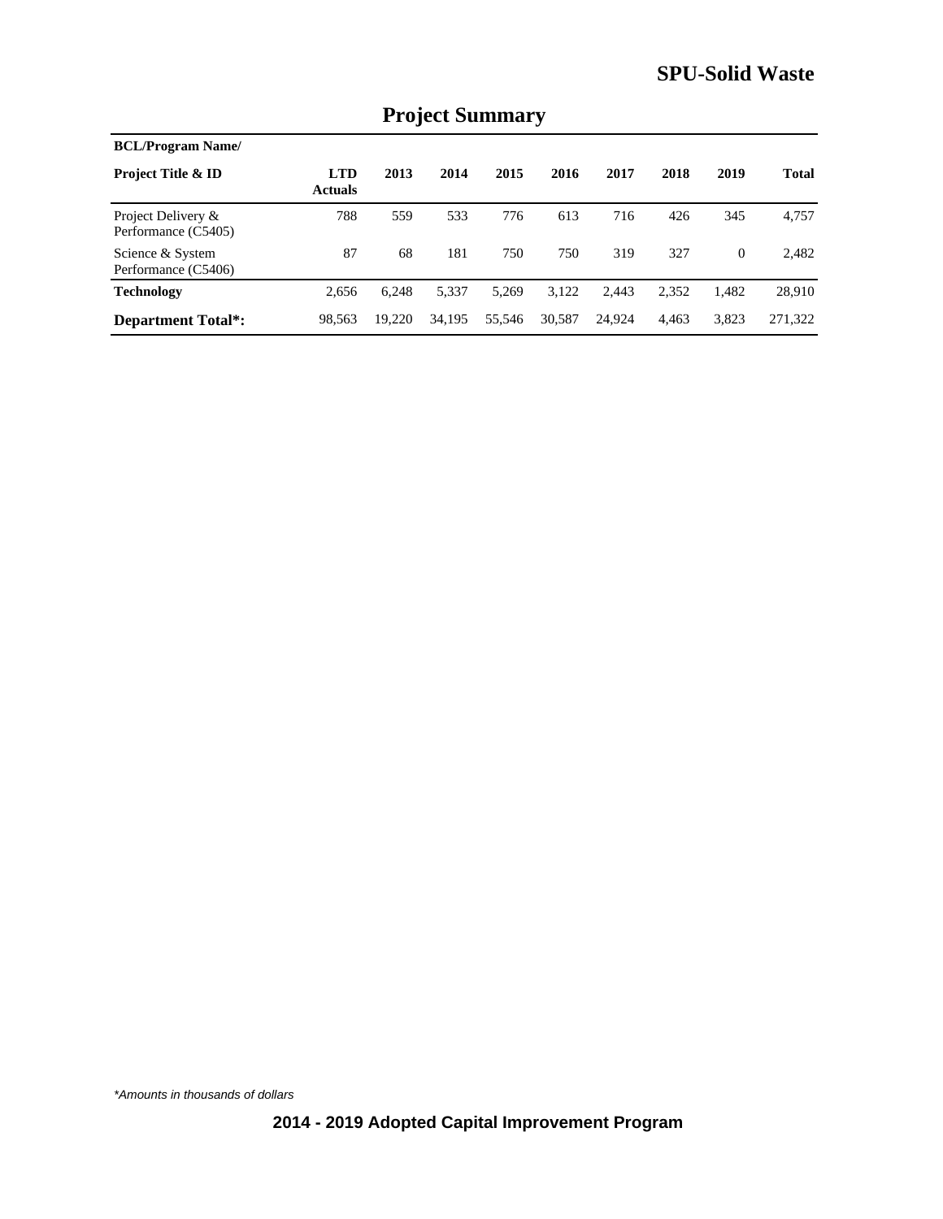# SPU-Solid Waste

## Project Summary

| BCL/Program Name/<br>Project Title & ID | LTD Actuals | 2013 | 2014 | 2015 | 2016 | 2017 | 2018 | 2019 | Total |
|---|---|---|---|---|---|---|---|---|---|
| Project Delivery & Performance (C5405) | 788 | 559 | 533 | 776 | 613 | 716 | 426 | 345 | 4,757 |
| Science & System Performance (C5406) | 87 | 68 | 181 | 750 | 750 | 319 | 327 | 0 | 2,482 |
| **Technology** | 2,656 | 6,248 | 5,337 | 5,269 | 3,122 | 2,443 | 2,352 | 1,482 | 28,910 |
| **Department Total*:** | 98,563 | 19,220 | 34,195 | 55,546 | 30,587 | 24,924 | 4,463 | 3,823 | 271,322 |

*Amounts in thousands of dollars*

**2014 - 2019 Adopted Capital Improvement Program**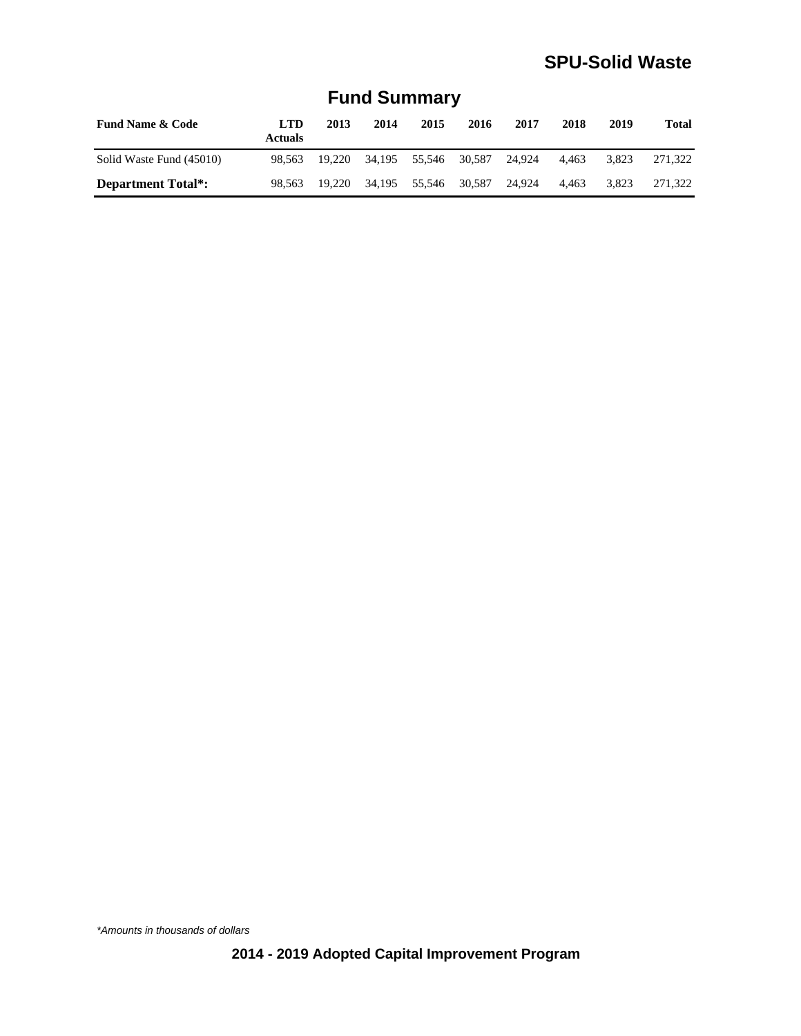# SPU-Solid Waste

## Fund Summary

| Fund Name & Code | LTD Actuals | 2013 | 2014 | 2015 | 2016 | 2017 | 2018 | 2019 | Total |
|---|---|---|---|---|---|---|---|---|---|
| Solid Waste Fund (45010) | 98,563 | 19,220 | 34,195 | 55,546 | 30,587 | 24,924 | 4,463 | 3,823 | 271,322 |
| **Department Total*:** | 98,563 | 19,220 | 34,195 | 55,546 | 30,587 | 24,924 | 4,463 | 3,823 | 271,322 |

*\*Amounts in thousands of dollars*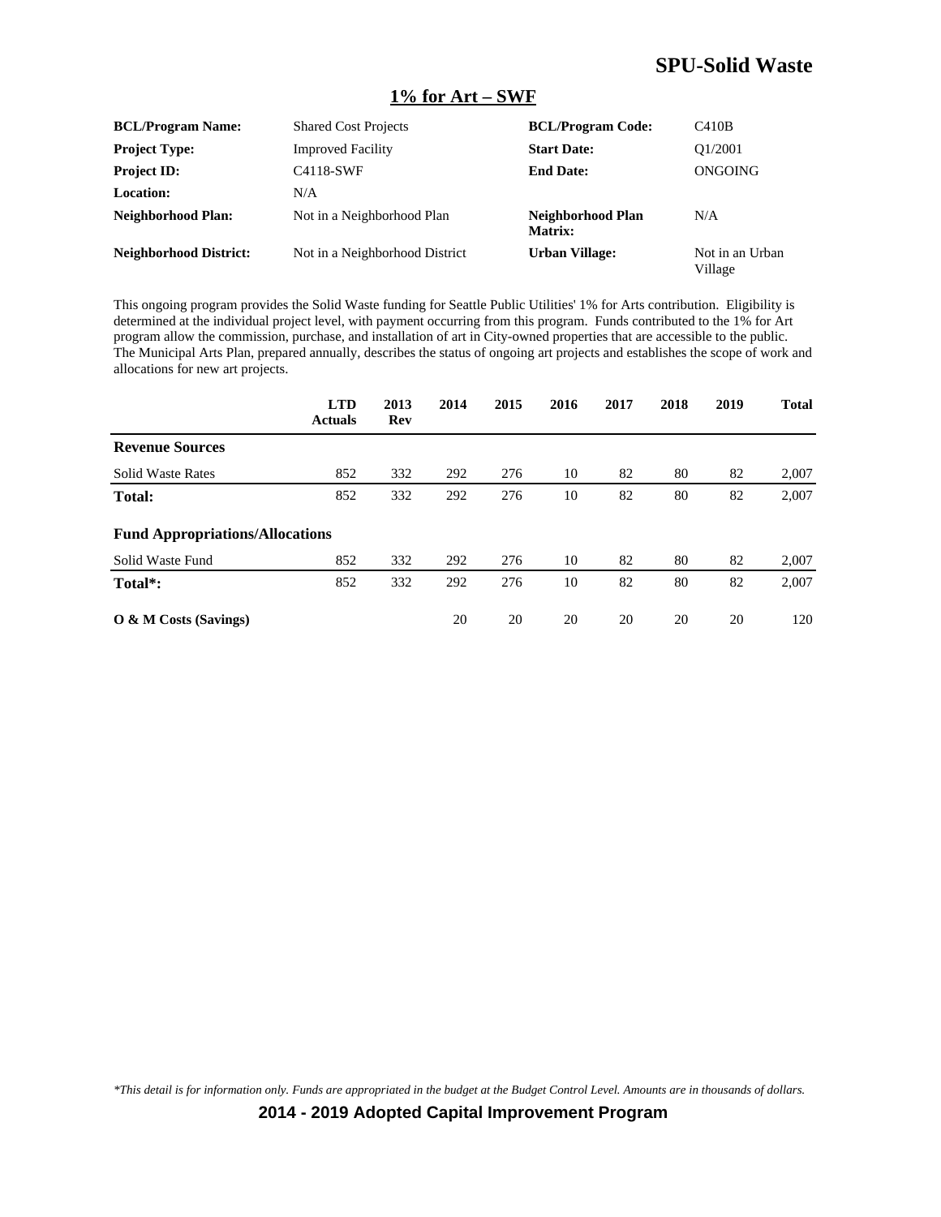# SPU-Solid Waste

## 1% for Art – SWF

| | | | |
|---|---|---|---|
| **BCL/Program Name:** | Shared Cost Projects | **BCL/Program Code:** | C410B |
| **Project Type:** | Improved Facility | **Start Date:** | Q1/2001 |
| **Project ID:** | C4118-SWF | **End Date:** | ONGOING |
| **Location:** | N/A | | |
| **Neighborhood Plan:** | Not in a Neighborhood Plan | **Neighborhood Plan Matrix:** | N/A |
| **Neighborhood District:** | Not in a Neighborhood District | **Urban Village:** | Not in an Urban Village |

This ongoing program provides the Solid Waste funding for Seattle Public Utilities' 1% for Arts contribution. Eligibility is determined at the individual project level, with payment occurring from this program. Funds contributed to the 1% for Art program allow the commission, purchase, and installation of art in City-owned properties that are accessible to the public. The Municipal Arts Plan, prepared annually, describes the status of ongoing art projects and establishes the scope of work and allocations for new art projects.

| | LTD Actuals | 2013 Rev | 2014 | 2015 | 2016 | 2017 | 2018 | 2019 | Total |
|---|---|---|---|---|---|---|---|---|---|
| **Revenue Sources** | | | | | | | | | |
| Solid Waste Rates | 852 | 332 | 292 | 276 | 10 | 82 | 80 | 82 | 2,007 |
| **Total:** | 852 | 332 | 292 | 276 | 10 | 82 | 80 | 82 | 2,007 |
| **Fund Appropriations/Allocations** | | | | | | | | | |
| Solid Waste Fund | 852 | 332 | 292 | 276 | 10 | 82 | 80 | 82 | 2,007 |
| **Total*:** | 852 | 332 | 292 | 276 | 10 | 82 | 80 | 82 | 2,007 |
| **O & M Costs (Savings)** | | | 20 | 20 | 20 | 20 | 20 | 20 | 120 |

*\*This detail is for information only. Funds are appropriated in the budget at the Budget Control Level. Amounts are in thousands of dollars.*

**2014 - 2019 Adopted Capital Improvement Program**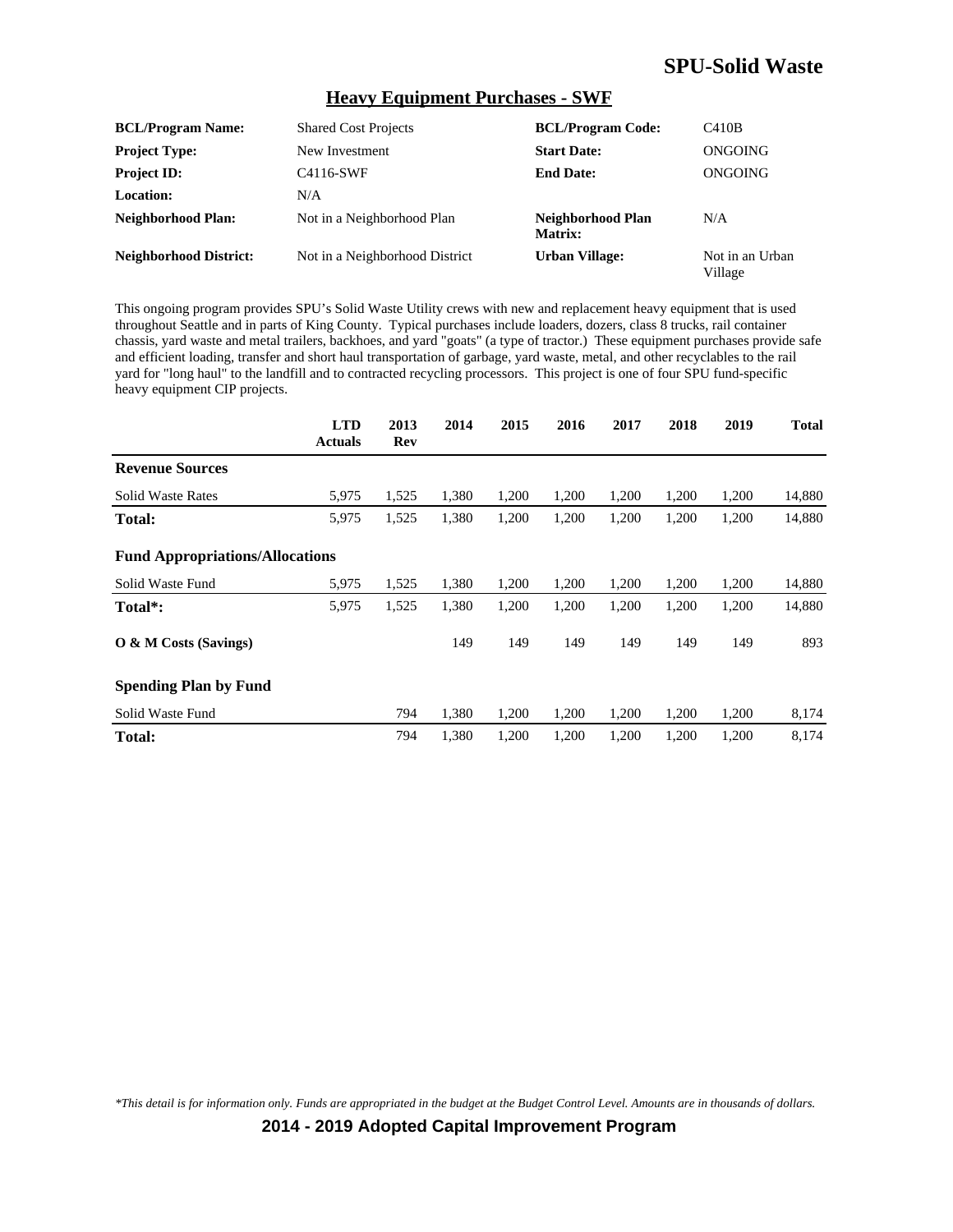## Heavy Equipment Purchases - SWF

| | | | |
|---|---|---|---|
| **BCL/Program Name:** | Shared Cost Projects | **BCL/Program Code:** | C410B |
| **Project Type:** | New Investment | **Start Date:** | ONGOING |
| **Project ID:** | C4116-SWF | **End Date:** | ONGOING |
| **Location:** | N/A | | |
| **Neighborhood Plan:** | Not in a Neighborhood Plan | **Neighborhood Plan Matrix:** | N/A |
| **Neighborhood District:** | Not in a Neighborhood District | **Urban Village:** | Not in an Urban Village |

This ongoing program provides SPU's Solid Waste Utility crews with new and replacement heavy equipment that is used throughout Seattle and in parts of King County. Typical purchases include loaders, dozers, class 8 trucks, rail container chassis, yard waste and metal trailers, backhoes, and yard "goats" (a type of tractor.) These equipment purchases provide safe and efficient loading, transfer and short haul transportation of garbage, yard waste, metal, and other recyclables to the rail yard for "long haul" to the landfill and to contracted recycling processors. This project is one of four SPU fund-specific heavy equipment CIP projects.

| | LTD Actuals | 2013 Rev | 2014 | 2015 | 2016 | 2017 | 2018 | 2019 | Total |
|---|---|---|---|---|---|---|---|---|---|
| **Revenue Sources** | | | | | | | | | |
| Solid Waste Rates | 5,975 | 1,525 | 1,380 | 1,200 | 1,200 | 1,200 | 1,200 | 1,200 | 14,880 |
| **Total:** | 5,975 | 1,525 | 1,380 | 1,200 | 1,200 | 1,200 | 1,200 | 1,200 | 14,880 |
| **Fund Appropriations/Allocations** | | | | | | | | | |
| Solid Waste Fund | 5,975 | 1,525 | 1,380 | 1,200 | 1,200 | 1,200 | 1,200 | 1,200 | 14,880 |
| **Total*:** | 5,975 | 1,525 | 1,380 | 1,200 | 1,200 | 1,200 | 1,200 | 1,200 | 14,880 |
| **O & M Costs (Savings)** | | | 149 | 149 | 149 | 149 | 149 | 149 | 893 |
| **Spending Plan by Fund** | | | | | | | | | |
| Solid Waste Fund | | 794 | 1,380 | 1,200 | 1,200 | 1,200 | 1,200 | 1,200 | 8,174 |
| **Total:** | | 794 | 1,380 | 1,200 | 1,200 | 1,200 | 1,200 | 1,200 | 8,174 |

*\*This detail is for information only. Funds are appropriated in the budget at the Budget Control Level. Amounts are in thousands of dollars.*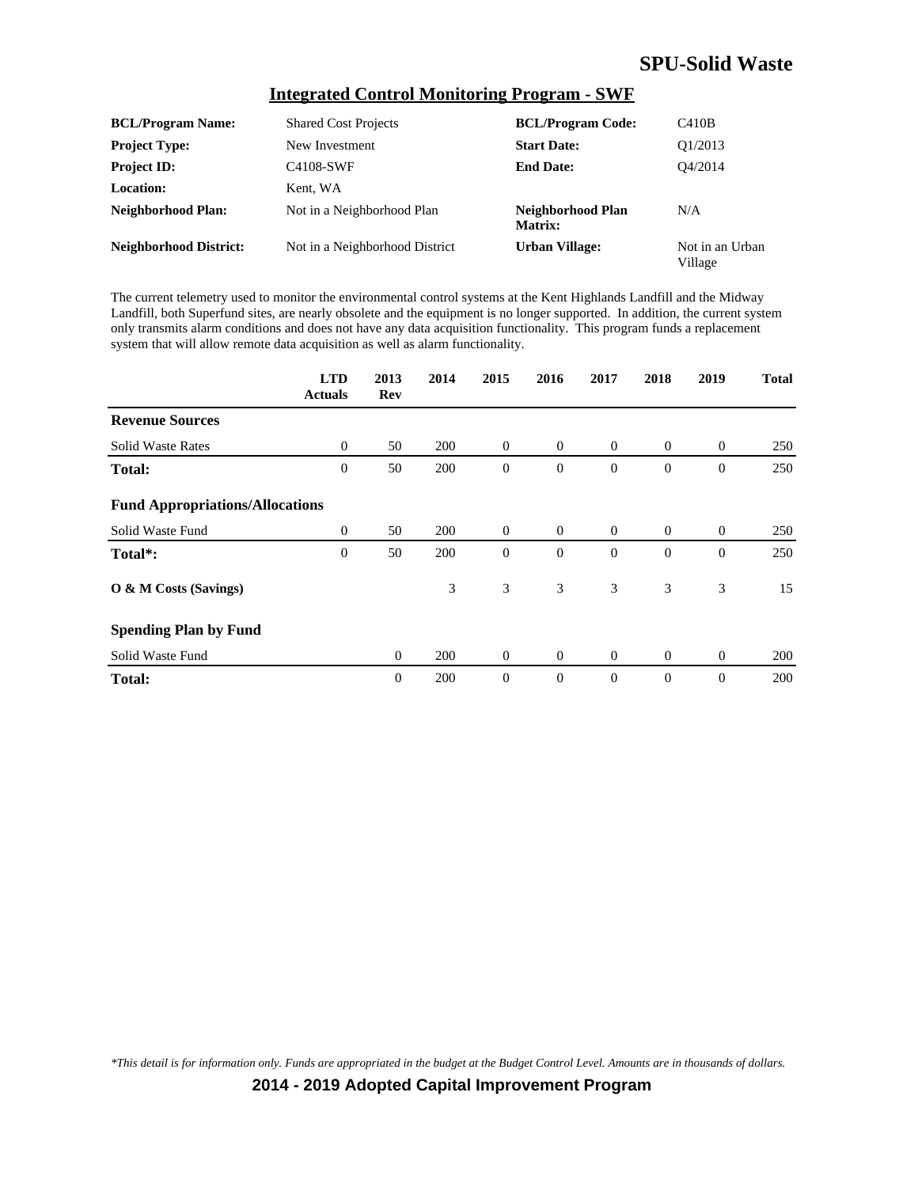# SPU-Solid Waste

## Integrated Control Monitoring Program - SWF

| | | | |
|---|---|---|---|
| **BCL/Program Name:** | Shared Cost Projects | **BCL/Program Code:** | C410B |
| **Project Type:** | New Investment | **Start Date:** | Q1/2013 |
| **Project ID:** | C4108-SWF | **End Date:** | Q4/2014 |
| **Location:** | Kent, WA | | |
| **Neighborhood Plan:** | Not in a Neighborhood Plan | **Neighborhood Plan Matrix:** | N/A |
| **Neighborhood District:** | Not in a Neighborhood District | **Urban Village:** | Not in an Urban Village |

The current telemetry used to monitor the environmental control systems at the Kent Highlands Landfill and the Midway Landfill, both Superfund sites, are nearly obsolete and the equipment is no longer supported. In addition, the current system only transmits alarm conditions and does not have any data acquisition functionality. This program funds a replacement system that will allow remote data acquisition as well as alarm functionality.

| | LTD Actuals | 2013 Rev | 2014 | 2015 | 2016 | 2017 | 2018 | 2019 | Total |
|---|---|---|---|---|---|---|---|---|---|
| **Revenue Sources** | | | | | | | | | |
| Solid Waste Rates | 0 | 50 | 200 | 0 | 0 | 0 | 0 | 0 | 250 |
| **Total:** | 0 | 50 | 200 | 0 | 0 | 0 | 0 | 0 | 250 |
| **Fund Appropriations/Allocations** | | | | | | | | | |
| Solid Waste Fund | 0 | 50 | 200 | 0 | 0 | 0 | 0 | 0 | 250 |
| **Total*:** | 0 | 50 | 200 | 0 | 0 | 0 | 0 | 0 | 250 |
| **O & M Costs (Savings)** | | | 3 | 3 | 3 | 3 | 3 | 3 | 15 |
| **Spending Plan by Fund** | | | | | | | | | |
| Solid Waste Fund | | 0 | 200 | 0 | 0 | 0 | 0 | 0 | 200 |
| **Total:** | | 0 | 200 | 0 | 0 | 0 | 0 | 0 | 200 |

*\*This detail is for information only. Funds are appropriated in the budget at the Budget Control Level. Amounts are in thousands of dollars.*

**2014 - 2019 Adopted Capital Improvement Program**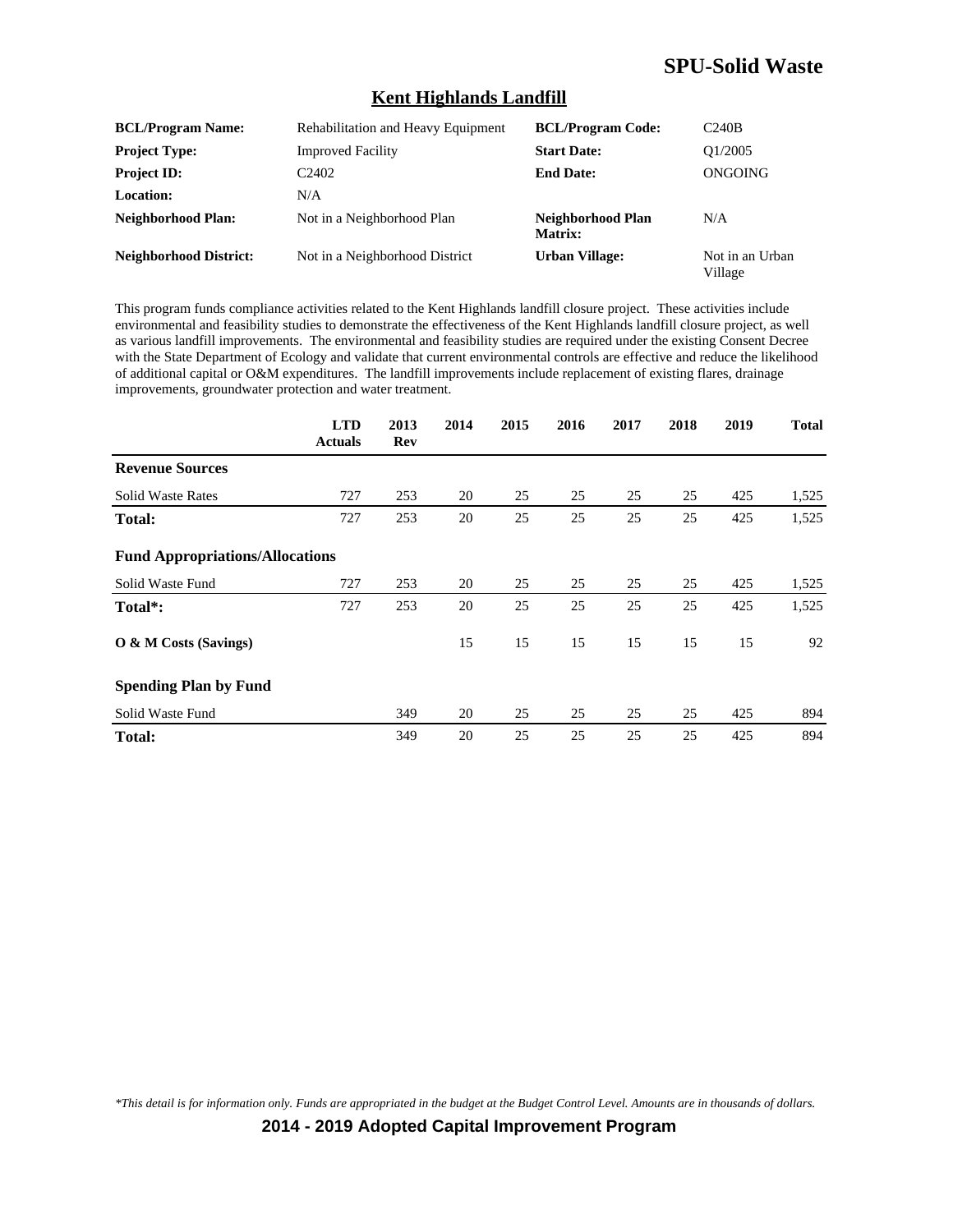## Kent Highlands Landfill

| | | | |
|---|---|---|---|
| **BCL/Program Name:** | Rehabilitation and Heavy Equipment | **BCL/Program Code:** | C240B |
| **Project Type:** | Improved Facility | **Start Date:** | Q1/2005 |
| **Project ID:** | C2402 | **End Date:** | ONGOING |
| **Location:** | N/A | | |
| **Neighborhood Plan:** | Not in a Neighborhood Plan | **Neighborhood Plan Matrix:** | N/A |
| **Neighborhood District:** | Not in a Neighborhood District | **Urban Village:** | Not in an Urban Village |

This program funds compliance activities related to the Kent Highlands landfill closure project. These activities include environmental and feasibility studies to demonstrate the effectiveness of the Kent Highlands landfill closure project, as well as various landfill improvements. The environmental and feasibility studies are required under the existing Consent Decree with the State Department of Ecology and validate that current environmental controls are effective and reduce the likelihood of additional capital or O&M expenditures. The landfill improvements include replacement of existing flares, drainage improvements, groundwater protection and water treatment.

| | LTD Actuals | 2013 Rev | 2014 | 2015 | 2016 | 2017 | 2018 | 2019 | Total |
|---|---|---|---|---|---|---|---|---|---|
| **Revenue Sources** | | | | | | | | | |
| Solid Waste Rates | 727 | 253 | 20 | 25 | 25 | 25 | 25 | 425 | 1,525 |
| **Total:** | 727 | 253 | 20 | 25 | 25 | 25 | 25 | 425 | 1,525 |
| **Fund Appropriations/Allocations** | | | | | | | | | |
| Solid Waste Fund | 727 | 253 | 20 | 25 | 25 | 25 | 25 | 425 | 1,525 |
| **Total*:** | 727 | 253 | 20 | 25 | 25 | 25 | 25 | 425 | 1,525 |
| **O & M Costs (Savings)** | | | 15 | 15 | 15 | 15 | 15 | 15 | 92 |
| **Spending Plan by Fund** | | | | | | | | | |
| Solid Waste Fund | | 349 | 20 | 25 | 25 | 25 | 25 | 425 | 894 |
| **Total:** | | 349 | 20 | 25 | 25 | 25 | 25 | 425 | 894 |

*This detail is for information only. Funds are appropriated in the budget at the Budget Control Level. Amounts are in thousands of dollars.*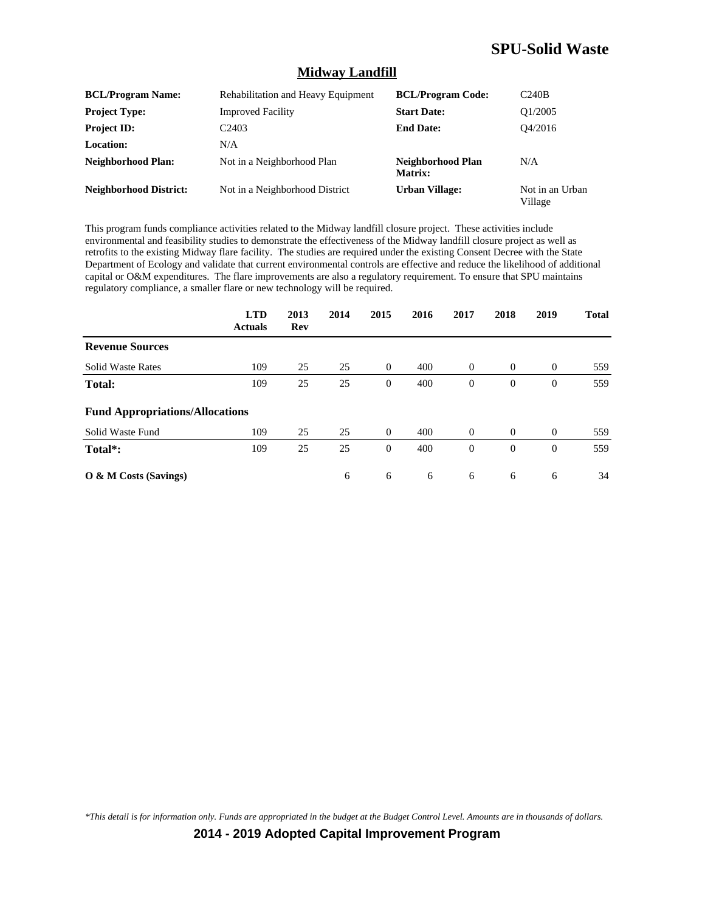# SPU-Solid Waste

## Midway Landfill

| | | | |
|---|---|---|---|
| **BCL/Program Name:** | Rehabilitation and Heavy Equipment | **BCL/Program Code:** | C240B |
| **Project Type:** | Improved Facility | **Start Date:** | Q1/2005 |
| **Project ID:** | C2403 | **End Date:** | Q4/2016 |
| **Location:** | N/A | | |
| **Neighborhood Plan:** | Not in a Neighborhood Plan | **Neighborhood Plan Matrix:** | N/A |
| **Neighborhood District:** | Not in a Neighborhood District | **Urban Village:** | Not in an Urban Village |

This program funds compliance activities related to the Midway landfill closure project. These activities include environmental and feasibility studies to demonstrate the effectiveness of the Midway landfill closure project as well as retrofits to the existing Midway flare facility. The studies are required under the existing Consent Decree with the State Department of Ecology and validate that current environmental controls are effective and reduce the likelihood of additional capital or O&M expenditures. The flare improvements are also a regulatory requirement. To ensure that SPU maintains regulatory compliance, a smaller flare or new technology will be required.

| | LTD Actuals | 2013 Rev | 2014 | 2015 | 2016 | 2017 | 2018 | 2019 | Total |
|---|---|---|---|---|---|---|---|---|---|
| **Revenue Sources** | | | | | | | | | |
| Solid Waste Rates | 109 | 25 | 25 | 0 | 400 | 0 | 0 | 0 | 559 |
| **Total:** | 109 | 25 | 25 | 0 | 400 | 0 | 0 | 0 | 559 |
| **Fund Appropriations/Allocations** | | | | | | | | | |
| Solid Waste Fund | 109 | 25 | 25 | 0 | 400 | 0 | 0 | 0 | 559 |
| **Total*:** | 109 | 25 | 25 | 0 | 400 | 0 | 0 | 0 | 559 |
| **O & M Costs (Savings)** | | | 6 | 6 | 6 | 6 | 6 | 6 | 34 |

*This detail is for information only. Funds are appropriated in the budget at the Budget Control Level. Amounts are in thousands of dollars.*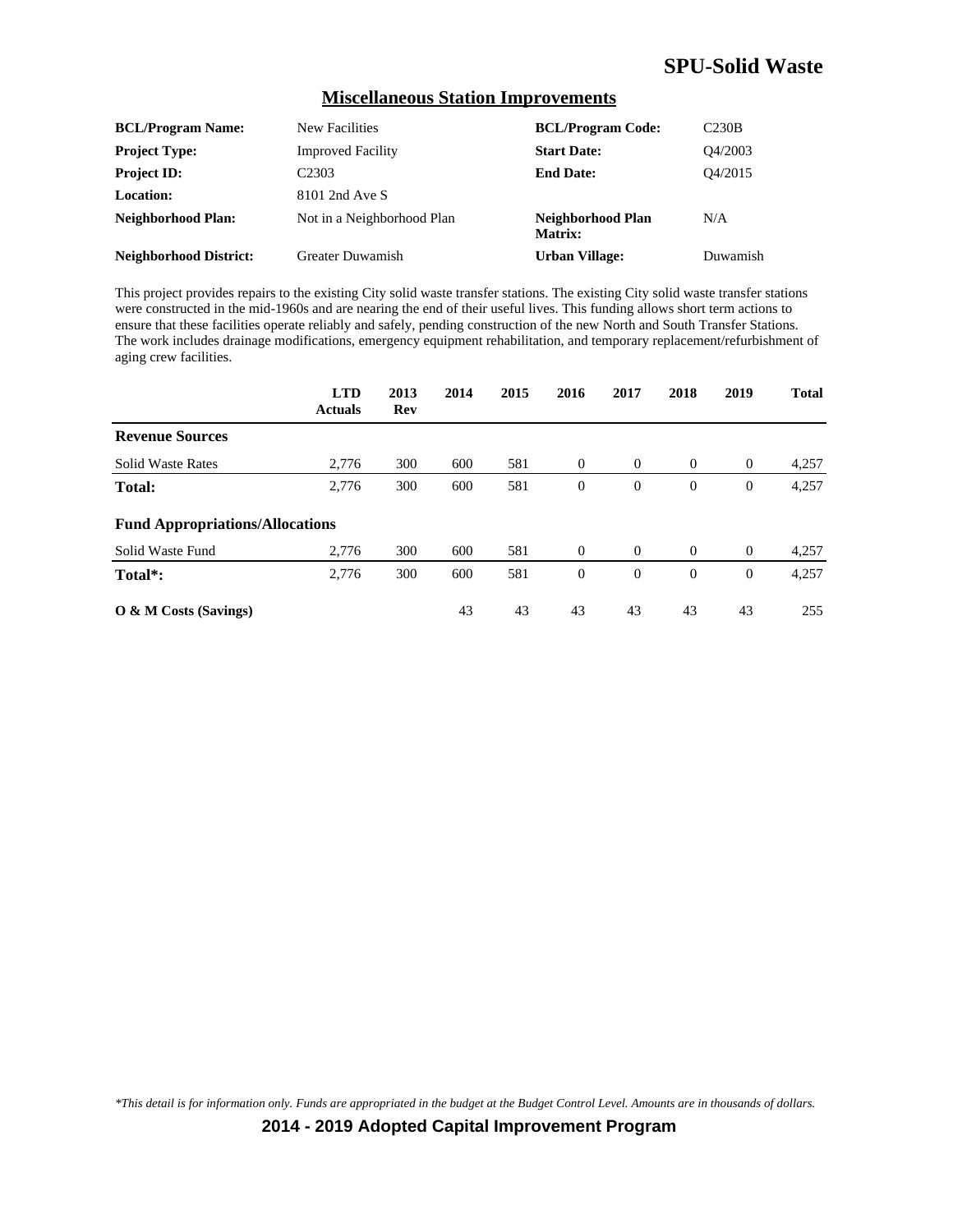## Miscellaneous Station Improvements

| | | | |
|---|---|---|---|
| **BCL/Program Name:** | New Facilities | **BCL/Program Code:** | C230B |
| **Project Type:** | Improved Facility | **Start Date:** | Q4/2003 |
| **Project ID:** | C2303 | **End Date:** | Q4/2015 |
| **Location:** | 8101 2nd Ave S | | |
| **Neighborhood Plan:** | Not in a Neighborhood Plan | **Neighborhood Plan Matrix:** | N/A |
| **Neighborhood District:** | Greater Duwamish | **Urban Village:** | Duwamish |

This project provides repairs to the existing City solid waste transfer stations. The existing City solid waste transfer stations were constructed in the mid-1960s and are nearing the end of their useful lives. This funding allows short term actions to ensure that these facilities operate reliably and safely, pending construction of the new North and South Transfer Stations. The work includes drainage modifications, emergency equipment rehabilitation, and temporary replacement/refurbishment of aging crew facilities.

| | LTD Actuals | 2013 Rev | 2014 | 2015 | 2016 | 2017 | 2018 | 2019 | Total |
|---|---|---|---|---|---|---|---|---|---|
| **Revenue Sources** | | | | | | | | | |
| Solid Waste Rates | 2,776 | 300 | 600 | 581 | 0 | 0 | 0 | 0 | 4,257 |
| **Total:** | 2,776 | 300 | 600 | 581 | 0 | 0 | 0 | 0 | 4,257 |
| **Fund Appropriations/Allocations** | | | | | | | | | |
| Solid Waste Fund | 2,776 | 300 | 600 | 581 | 0 | 0 | 0 | 0 | 4,257 |
| **Total*:** | 2,776 | 300 | 600 | 581 | 0 | 0 | 0 | 0 | 4,257 |
| **O & M Costs (Savings)** | | | 43 | 43 | 43 | 43 | 43 | 43 | 255 |

*This detail is for information only. Funds are appropriated in the budget at the Budget Control Level. Amounts are in thousands of dollars.*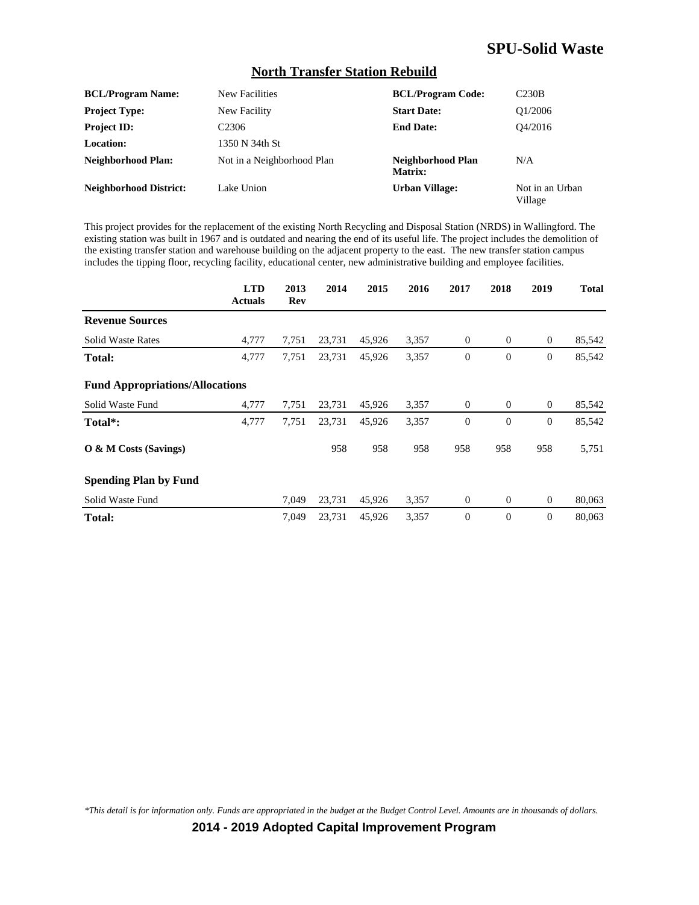# SPU-Solid Waste

## North Transfer Station Rebuild

| | | | |
|---|---|---|---|
| **BCL/Program Name:** | New Facilities | **BCL/Program Code:** | C230B |
| **Project Type:** | New Facility | **Start Date:** | Q1/2006 |
| **Project ID:** | C2306 | **End Date:** | Q4/2016 |
| **Location:** | 1350 N 34th St | | |
| **Neighborhood Plan:** | Not in a Neighborhood Plan | **Neighborhood Plan Matrix:** | N/A |
| **Neighborhood District:** | Lake Union | **Urban Village:** | Not in an Urban Village |

This project provides for the replacement of the existing North Recycling and Disposal Station (NRDS) in Wallingford. The existing station was built in 1967 and is outdated and nearing the end of its useful life. The project includes the demolition of the existing transfer station and warehouse building on the adjacent property to the east. The new transfer station campus includes the tipping floor, recycling facility, educational center, new administrative building and employee facilities.

| | LTD Actuals | 2013 Rev | 2014 | 2015 | 2016 | 2017 | 2018 | 2019 | Total |
|---|---|---|---|---|---|---|---|---|---|
| **Revenue Sources** | | | | | | | | | |
| Solid Waste Rates | 4,777 | 7,751 | 23,731 | 45,926 | 3,357 | 0 | 0 | 0 | 85,542 |
| **Total:** | 4,777 | 7,751 | 23,731 | 45,926 | 3,357 | 0 | 0 | 0 | 85,542 |
| **Fund Appropriations/Allocations** | | | | | | | | | |
| Solid Waste Fund | 4,777 | 7,751 | 23,731 | 45,926 | 3,357 | 0 | 0 | 0 | 85,542 |
| **Total*:** | 4,777 | 7,751 | 23,731 | 45,926 | 3,357 | 0 | 0 | 0 | 85,542 |
| **O & M Costs (Savings)** | | | 958 | 958 | 958 | 958 | 958 | 958 | 5,751 |
| **Spending Plan by Fund** | | | | | | | | | |
| Solid Waste Fund | | 7,049 | 23,731 | 45,926 | 3,357 | 0 | 0 | 0 | 80,063 |
| **Total:** | | 7,049 | 23,731 | 45,926 | 3,357 | 0 | 0 | 0 | 80,063 |

*\*This detail is for information only. Funds are appropriated in the budget at the Budget Control Level. Amounts are in thousands of dollars.*

**2014 - 2019 Adopted Capital Improvement Program**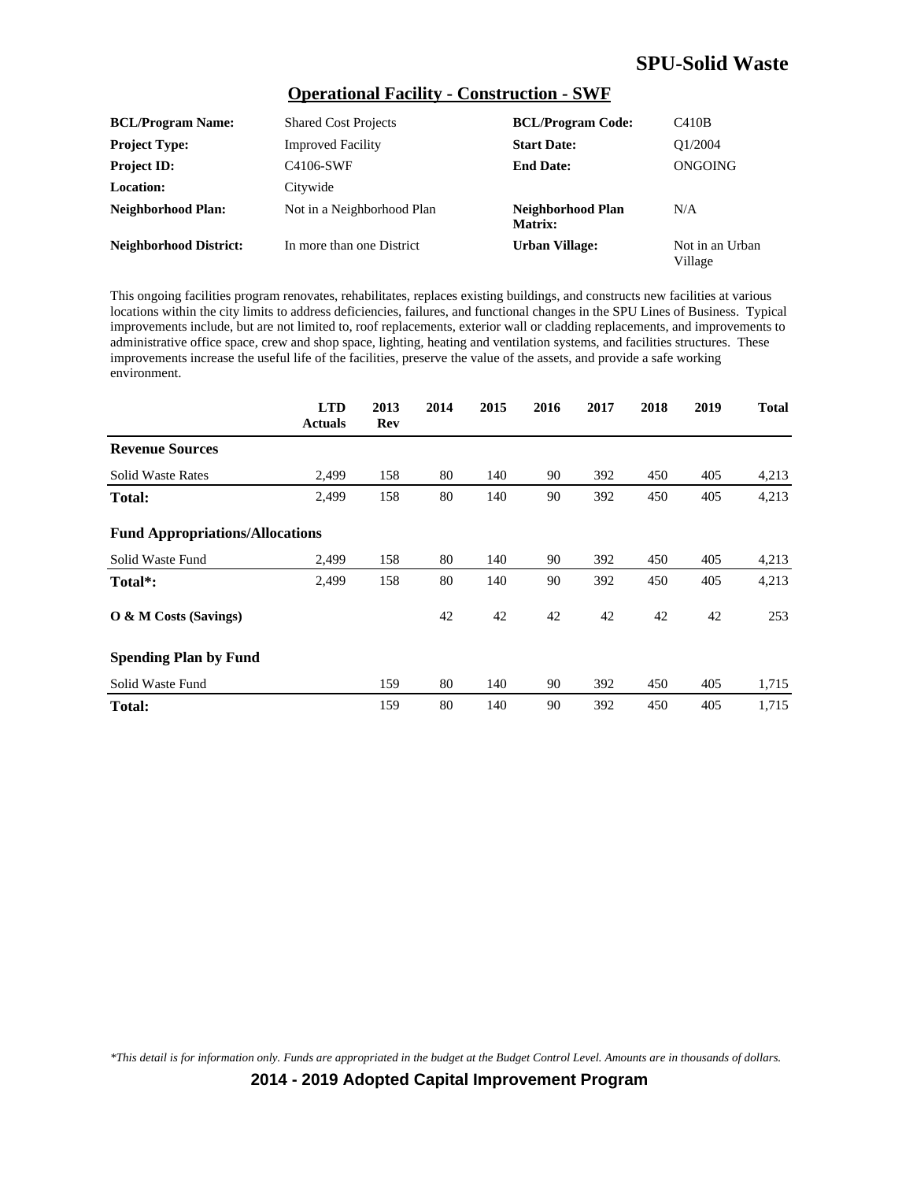# SPU-Solid Waste

## Operational Facility - Construction - SWF

| | | | |
|---|---|---|---|
| **BCL/Program Name:** | Shared Cost Projects | **BCL/Program Code:** | C410B |
| **Project Type:** | Improved Facility | **Start Date:** | Q1/2004 |
| **Project ID:** | C4106-SWF | **End Date:** | ONGOING |
| **Location:** | Citywide | | |
| **Neighborhood Plan:** | Not in a Neighborhood Plan | **Neighborhood Plan Matrix:** | N/A |
| **Neighborhood District:** | In more than one District | **Urban Village:** | Not in an Urban Village |

This ongoing facilities program renovates, rehabilitates, replaces existing buildings, and constructs new facilities at various locations within the city limits to address deficiencies, failures, and functional changes in the SPU Lines of Business. Typical improvements include, but are not limited to, roof replacements, exterior wall or cladding replacements, and improvements to administrative office space, crew and shop space, lighting, heating and ventilation systems, and facilities structures. These improvements increase the useful life of the facilities, preserve the value of the assets, and provide a safe working environment.

| | LTD Actuals | 2013 Rev | 2014 | 2015 | 2016 | 2017 | 2018 | 2019 | Total |
|---|---|---|---|---|---|---|---|---|---|
| **Revenue Sources** | | | | | | | | | |
| Solid Waste Rates | 2,499 | 158 | 80 | 140 | 90 | 392 | 450 | 405 | 4,213 |
| **Total:** | 2,499 | 158 | 80 | 140 | 90 | 392 | 450 | 405 | 4,213 |
| **Fund Appropriations/Allocations** | | | | | | | | | |
| Solid Waste Fund | 2,499 | 158 | 80 | 140 | 90 | 392 | 450 | 405 | 4,213 |
| **Total*:** | 2,499 | 158 | 80 | 140 | 90 | 392 | 450 | 405 | 4,213 |
| **O & M Costs (Savings)** | | | 42 | 42 | 42 | 42 | 42 | 42 | 253 |
| **Spending Plan by Fund** | | | | | | | | | |
| Solid Waste Fund | | 159 | 80 | 140 | 90 | 392 | 450 | 405 | 1,715 |
| **Total:** | | 159 | 80 | 140 | 90 | 392 | 450 | 405 | 1,715 |

*\*This detail is for information only. Funds are appropriated in the budget at the Budget Control Level. Amounts are in thousands of dollars.*

**2014 - 2019 Adopted Capital Improvement Program**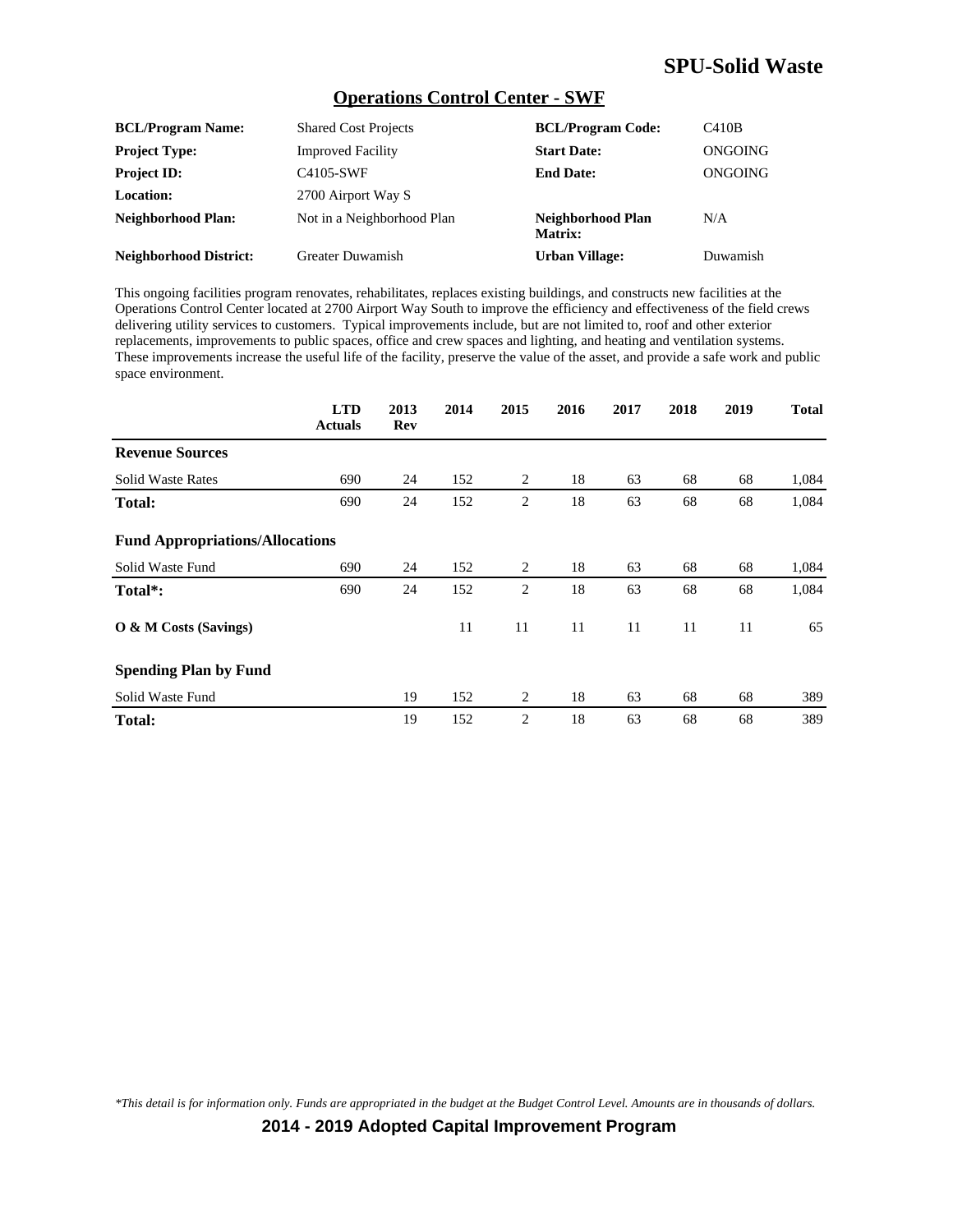# SPU-Solid Waste

## Operations Control Center - SWF

| | | | |
|---|---|---|---|
| **BCL/Program Name:** | Shared Cost Projects | **BCL/Program Code:** | C410B |
| **Project Type:** | Improved Facility | **Start Date:** | ONGOING |
| **Project ID:** | C4105-SWF | **End Date:** | ONGOING |
| **Location:** | 2700 Airport Way S | | |
| **Neighborhood Plan:** | Not in a Neighborhood Plan | **Neighborhood Plan Matrix:** | N/A |
| **Neighborhood District:** | Greater Duwamish | **Urban Village:** | Duwamish |

This ongoing facilities program renovates, rehabilitates, replaces existing buildings, and constructs new facilities at the Operations Control Center located at 2700 Airport Way South to improve the efficiency and effectiveness of the field crews delivering utility services to customers. Typical improvements include, but are not limited to, roof and other exterior replacements, improvements to public spaces, office and crew spaces and lighting, and heating and ventilation systems. These improvements increase the useful life of the facility, preserve the value of the asset, and provide a safe work and public space environment.

| | LTD Actuals | 2013 Rev | 2014 | 2015 | 2016 | 2017 | 2018 | 2019 | Total |
|---|---|---|---|---|---|---|---|---|---|
| **Revenue Sources** | | | | | | | | | |
| Solid Waste Rates | 690 | 24 | 152 | 2 | 18 | 63 | 68 | 68 | 1,084 |
| **Total:** | 690 | 24 | 152 | 2 | 18 | 63 | 68 | 68 | 1,084 |
| **Fund Appropriations/Allocations** | | | | | | | | | |
| Solid Waste Fund | 690 | 24 | 152 | 2 | 18 | 63 | 68 | 68 | 1,084 |
| **Total*:** | 690 | 24 | 152 | 2 | 18 | 63 | 68 | 68 | 1,084 |
| **O & M Costs (Savings)** | | | 11 | 11 | 11 | 11 | 11 | 11 | 65 |
| **Spending Plan by Fund** | | | | | | | | | |
| Solid Waste Fund | | 19 | 152 | 2 | 18 | 63 | 68 | 68 | 389 |
| **Total:** | | 19 | 152 | 2 | 18 | 63 | 68 | 68 | 389 |

*This detail is for information only. Funds are appropriated in the budget at the Budget Control Level. Amounts are in thousands of dollars.*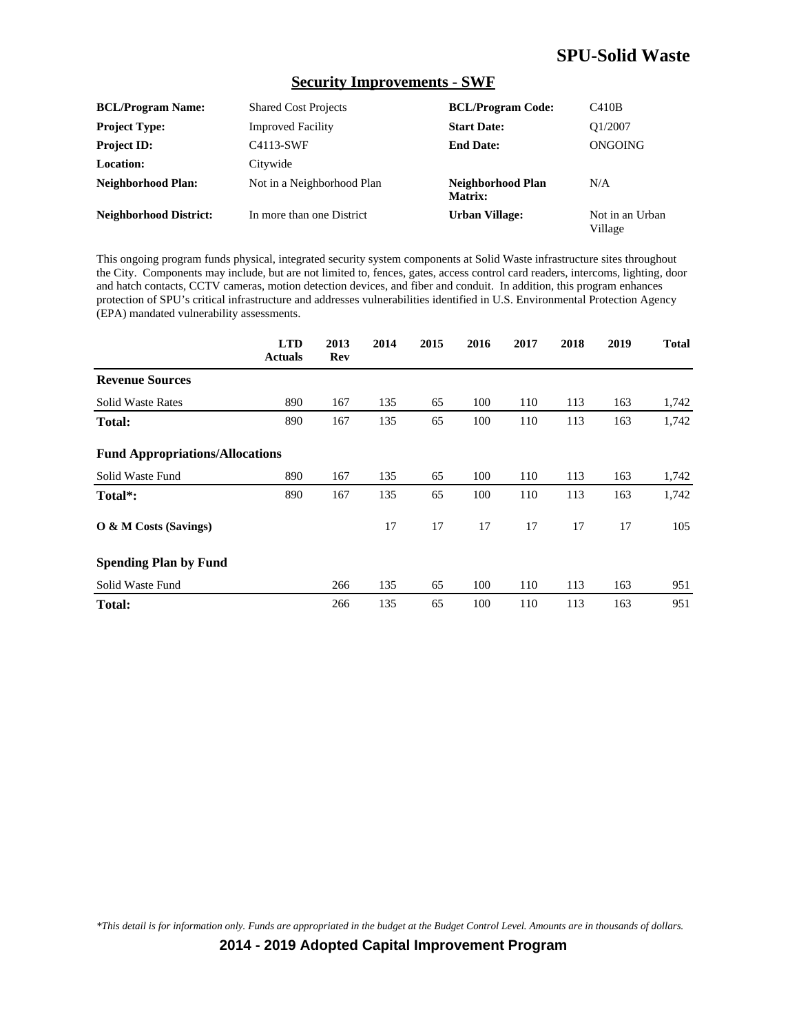# SPU-Solid Waste

## Security Improvements - SWF

| | | | |
|---|---|---|---|
| **BCL/Program Name:** | Shared Cost Projects | **BCL/Program Code:** | C410B |
| **Project Type:** | Improved Facility | **Start Date:** | Q1/2007 |
| **Project ID:** | C4113-SWF | **End Date:** | ONGOING |
| **Location:** | Citywide | | |
| **Neighborhood Plan:** | Not in a Neighborhood Plan | **Neighborhood Plan Matrix:** | N/A |
| **Neighborhood District:** | In more than one District | **Urban Village:** | Not in an Urban Village |

This ongoing program funds physical, integrated security system components at Solid Waste infrastructure sites throughout the City. Components may include, but are not limited to, fences, gates, access control card readers, intercoms, lighting, door and hatch contacts, CCTV cameras, motion detection devices, and fiber and conduit. In addition, this program enhances protection of SPU's critical infrastructure and addresses vulnerabilities identified in U.S. Environmental Protection Agency (EPA) mandated vulnerability assessments.

| | LTD Actuals | 2013 Rev | 2014 | 2015 | 2016 | 2017 | 2018 | 2019 | Total |
|---|---|---|---|---|---|---|---|---|---|
| **Revenue Sources** | | | | | | | | | |
| Solid Waste Rates | 890 | 167 | 135 | 65 | 100 | 110 | 113 | 163 | 1,742 |
| **Total:** | 890 | 167 | 135 | 65 | 100 | 110 | 113 | 163 | 1,742 |
| **Fund Appropriations/Allocations** | | | | | | | | | |
| Solid Waste Fund | 890 | 167 | 135 | 65 | 100 | 110 | 113 | 163 | 1,742 |
| **Total*:** | 890 | 167 | 135 | 65 | 100 | 110 | 113 | 163 | 1,742 |
| **O & M Costs (Savings)** | | | 17 | 17 | 17 | 17 | 17 | 17 | 105 |
| **Spending Plan by Fund** | | | | | | | | | |
| Solid Waste Fund | | 266 | 135 | 65 | 100 | 110 | 113 | 163 | 951 |
| **Total:** | | 266 | 135 | 65 | 100 | 110 | 113 | 163 | 951 |

*\*This detail is for information only. Funds are appropriated in the budget at the Budget Control Level. Amounts are in thousands of dollars.*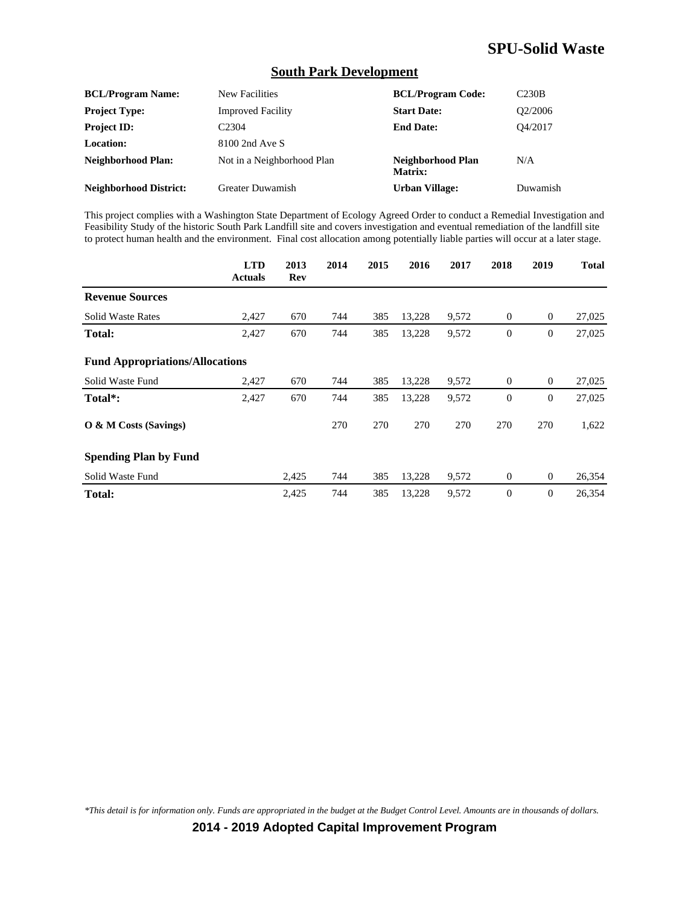# SPU-Solid Waste

## South Park Development

| | | | |
|---|---|---|---|
| **BCL/Program Name:** | New Facilities | **BCL/Program Code:** | C230B |
| **Project Type:** | Improved Facility | **Start Date:** | Q2/2006 |
| **Project ID:** | C2304 | **End Date:** | Q4/2017 |
| **Location:** | 8100 2nd Ave S | | |
| **Neighborhood Plan:** | Not in a Neighborhood Plan | **Neighborhood Plan Matrix:** | N/A |
| **Neighborhood District:** | Greater Duwamish | **Urban Village:** | Duwamish |

This project complies with a Washington State Department of Ecology Agreed Order to conduct a Remedial Investigation and Feasibility Study of the historic South Park Landfill site and covers investigation and eventual remediation of the landfill site to protect human health and the environment. Final cost allocation among potentially liable parties will occur at a later stage.

| | LTD Actuals | 2013 Rev | 2014 | 2015 | 2016 | 2017 | 2018 | 2019 | Total |
|---|---|---|---|---|---|---|---|---|---|
| **Revenue Sources** | | | | | | | | | |
| Solid Waste Rates | 2,427 | 670 | 744 | 385 | 13,228 | 9,572 | 0 | 0 | 27,025 |
| **Total:** | 2,427 | 670 | 744 | 385 | 13,228 | 9,572 | 0 | 0 | 27,025 |
| **Fund Appropriations/Allocations** | | | | | | | | | |
| Solid Waste Fund | 2,427 | 670 | 744 | 385 | 13,228 | 9,572 | 0 | 0 | 27,025 |
| **Total*:** | 2,427 | 670 | 744 | 385 | 13,228 | 9,572 | 0 | 0 | 27,025 |
| **O & M Costs (Savings)** | | | 270 | 270 | 270 | 270 | 270 | 270 | 1,622 |
| **Spending Plan by Fund** | | | | | | | | | |
| Solid Waste Fund | | 2,425 | 744 | 385 | 13,228 | 9,572 | 0 | 0 | 26,354 |
| **Total:** | | 2,425 | 744 | 385 | 13,228 | 9,572 | 0 | 0 | 26,354 |

*This detail is for information only. Funds are appropriated in the budget at the Budget Control Level. Amounts are in thousands of dollars.*

**2014 - 2019 Adopted Capital Improvement Program**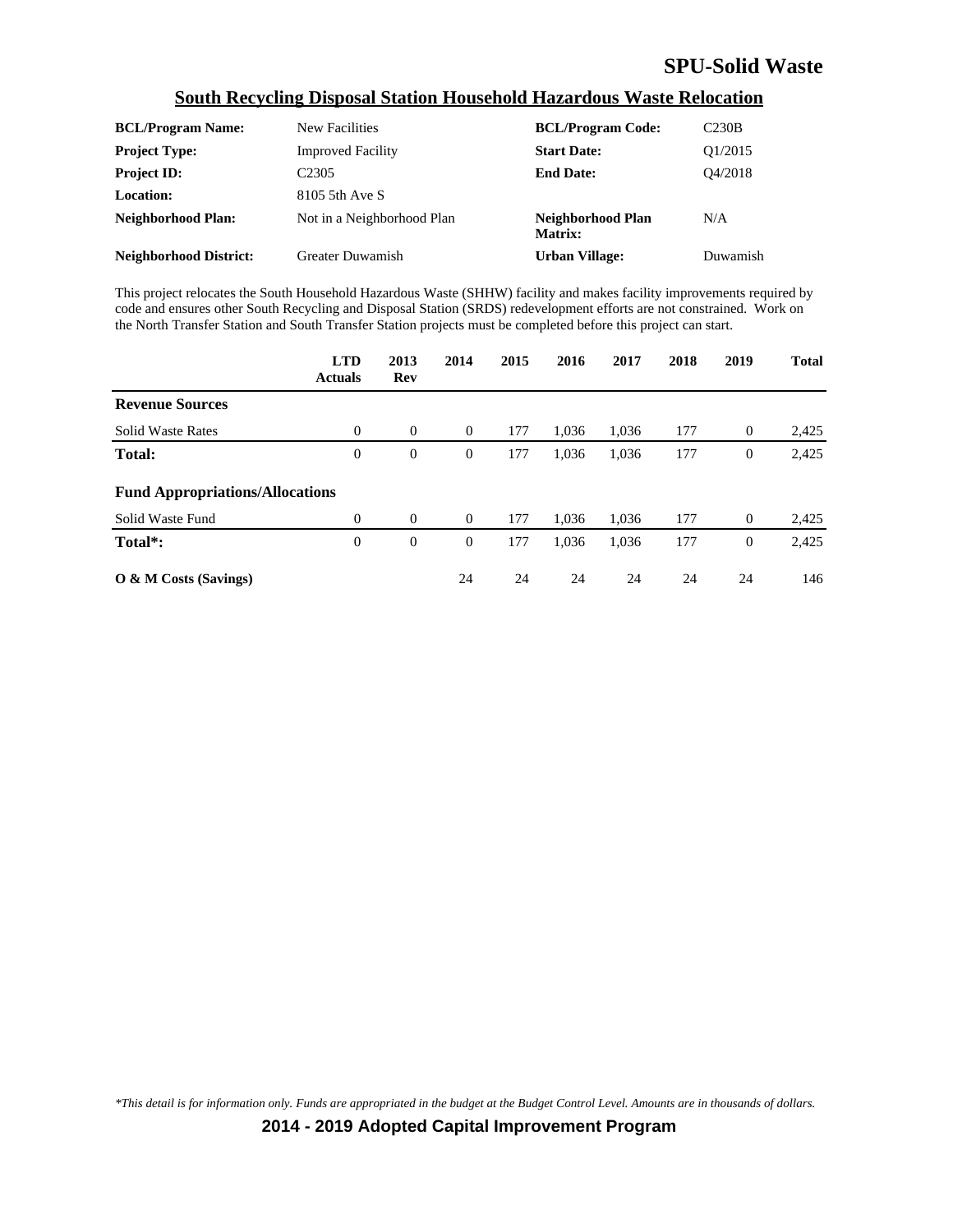# SPU-Solid Waste

## South Recycling Disposal Station Household Hazardous Waste Relocation

| | | | |
|---|---|---|---|
| **BCL/Program Name:** | New Facilities | **BCL/Program Code:** | C230B |
| **Project Type:** | Improved Facility | **Start Date:** | Q1/2015 |
| **Project ID:** | C2305 | **End Date:** | Q4/2018 |
| **Location:** | 8105 5th Ave S | | |
| **Neighborhood Plan:** | Not in a Neighborhood Plan | **Neighborhood Plan Matrix:** | N/A |
| **Neighborhood District:** | Greater Duwamish | **Urban Village:** | Duwamish |

This project relocates the South Household Hazardous Waste (SHHW) facility and makes facility improvements required by code and ensures other South Recycling and Disposal Station (SRDS) redevelopment efforts are not constrained. Work on the North Transfer Station and South Transfer Station projects must be completed before this project can start.

| | LTD Actuals | 2013 Rev | 2014 | 2015 | 2016 | 2017 | 2018 | 2019 | Total |
|---|---|---|---|---|---|---|---|---|---|
| **Revenue Sources** | | | | | | | | | |
| Solid Waste Rates | 0 | 0 | 0 | 177 | 1,036 | 1,036 | 177 | 0 | 2,425 |
| **Total:** | 0 | 0 | 0 | 177 | 1,036 | 1,036 | 177 | 0 | 2,425 |
| **Fund Appropriations/Allocations** | | | | | | | | | |
| Solid Waste Fund | 0 | 0 | 0 | 177 | 1,036 | 1,036 | 177 | 0 | 2,425 |
| **Total*:** | 0 | 0 | 0 | 177 | 1,036 | 1,036 | 177 | 0 | 2,425 |
| **O & M Costs (Savings)** | | | 24 | 24 | 24 | 24 | 24 | 24 | 146 |

*\*This detail is for information only. Funds are appropriated in the budget at the Budget Control Level. Amounts are in thousands of dollars.*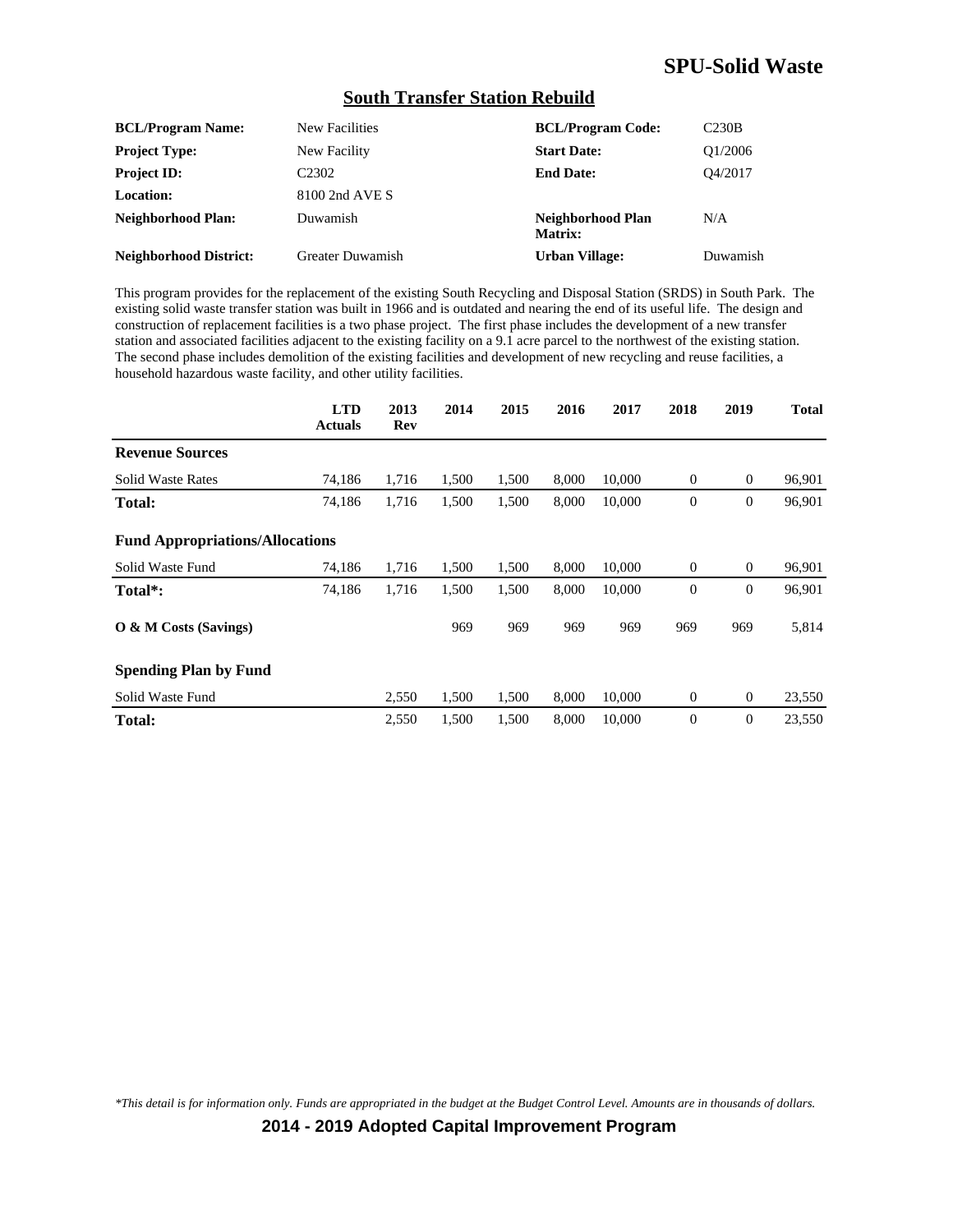## SPU-Solid Waste

### South Transfer Station Rebuild

| | | | |
|---|---|---|---|
| **BCL/Program Name:** | New Facilities | **BCL/Program Code:** | C230B |
| **Project Type:** | New Facility | **Start Date:** | Q1/2006 |
| **Project ID:** | C2302 | **End Date:** | Q4/2017 |
| **Location:** | 8100 2nd AVE S | | |
| **Neighborhood Plan:** | Duwamish | **Neighborhood Plan Matrix:** | N/A |
| **Neighborhood District:** | Greater Duwamish | **Urban Village:** | Duwamish |

This program provides for the replacement of the existing South Recycling and Disposal Station (SRDS) in South Park. The existing solid waste transfer station was built in 1966 and is outdated and nearing the end of its useful life. The design and construction of replacement facilities is a two phase project. The first phase includes the development of a new transfer station and associated facilities adjacent to the existing facility on a 9.1 acre parcel to the northwest of the existing station. The second phase includes demolition of the existing facilities and development of new recycling and reuse facilities, a household hazardous waste facility, and other utility facilities.

| | LTD Actuals | 2013 Rev | 2014 | 2015 | 2016 | 2017 | 2018 | 2019 | Total |
|---|---|---|---|---|---|---|---|---|---|
| **Revenue Sources** | | | | | | | | | |
| Solid Waste Rates | 74,186 | 1,716 | 1,500 | 1,500 | 8,000 | 10,000 | 0 | 0 | 96,901 |
| **Total:** | 74,186 | 1,716 | 1,500 | 1,500 | 8,000 | 10,000 | 0 | 0 | 96,901 |
| **Fund Appropriations/Allocations** | | | | | | | | | |
| Solid Waste Fund | 74,186 | 1,716 | 1,500 | 1,500 | 8,000 | 10,000 | 0 | 0 | 96,901 |
| **Total*:** | 74,186 | 1,716 | 1,500 | 1,500 | 8,000 | 10,000 | 0 | 0 | 96,901 |
| **O & M Costs (Savings)** | | | 969 | 969 | 969 | 969 | 969 | 969 | 5,814 |
| **Spending Plan by Fund** | | | | | | | | | |
| Solid Waste Fund | | 2,550 | 1,500 | 1,500 | 8,000 | 10,000 | 0 | 0 | 23,550 |
| **Total:** | | 2,550 | 1,500 | 1,500 | 8,000 | 10,000 | 0 | 0 | 23,550 |

*This detail is for information only. Funds are appropriated in the budget at the Budget Control Level. Amounts are in thousands of dollars.*